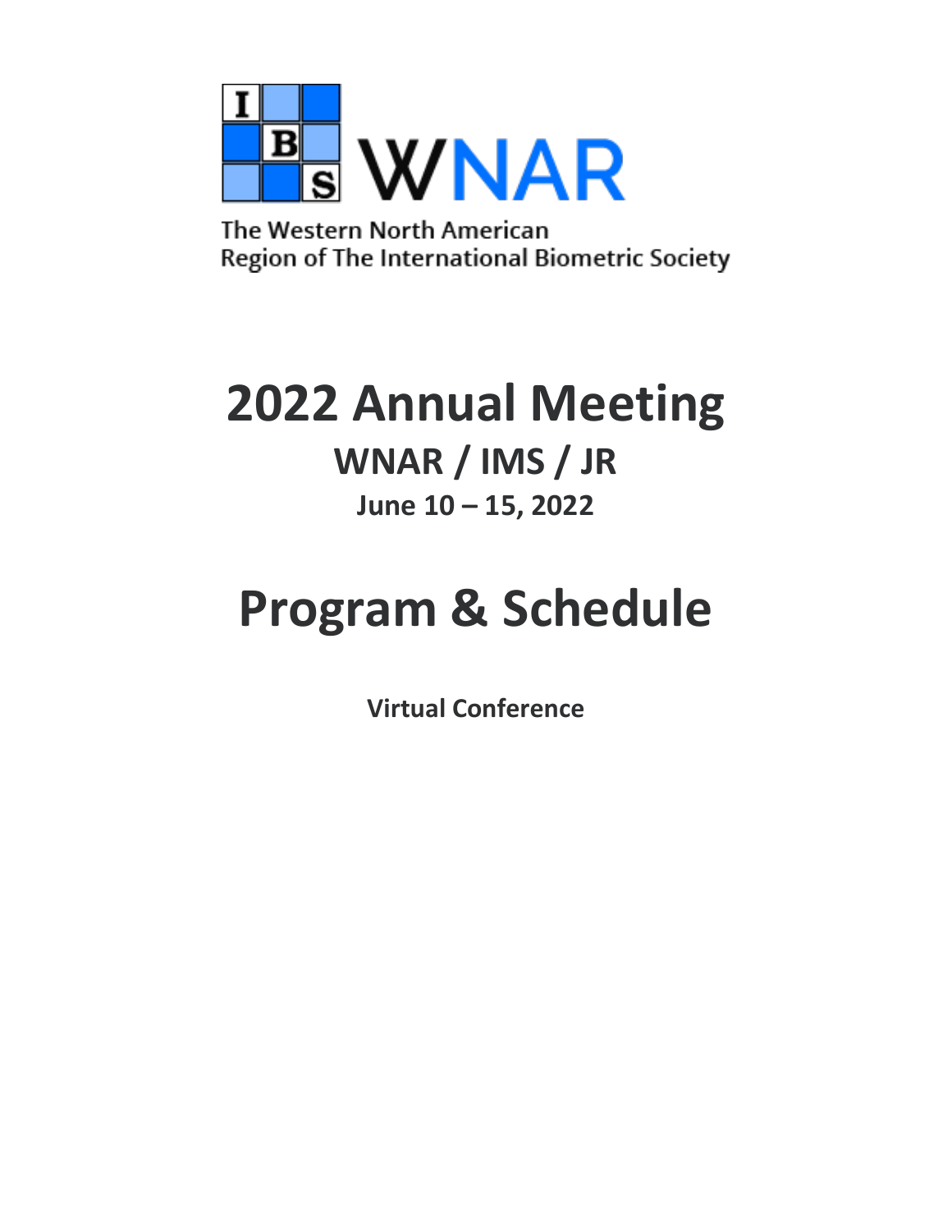IBS WNAR

The Western North American Region of The International Biometric Society

# 2022 Annual Meeting

## WNAR / IMS / JR

### June 10 – 15, 2022

# Program & Schedule

**Virtual Conference**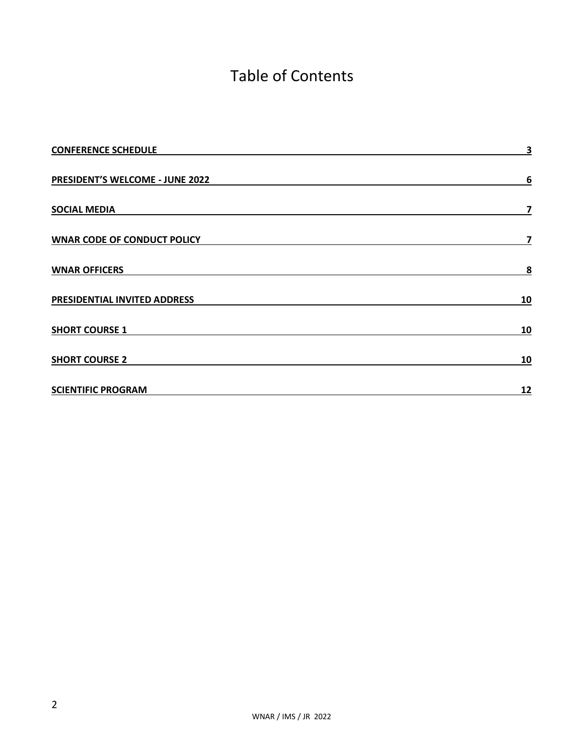# Table of Contents

| | |
|---|---|
| **CONFERENCE SCHEDULE** | **3** |
| **PRESIDENT'S WELCOME - JUNE 2022** | **6** |
| **SOCIAL MEDIA** | **7** |
| **WNAR CODE OF CONDUCT POLICY** | **7** |
| **WNAR OFFICERS** | **8** |
| **PRESIDENTIAL INVITED ADDRESS** | **10** |
| **SHORT COURSE 1** | **10** |
| **SHORT COURSE 2** | **10** |
| **SCIENTIFIC PROGRAM** | **12** |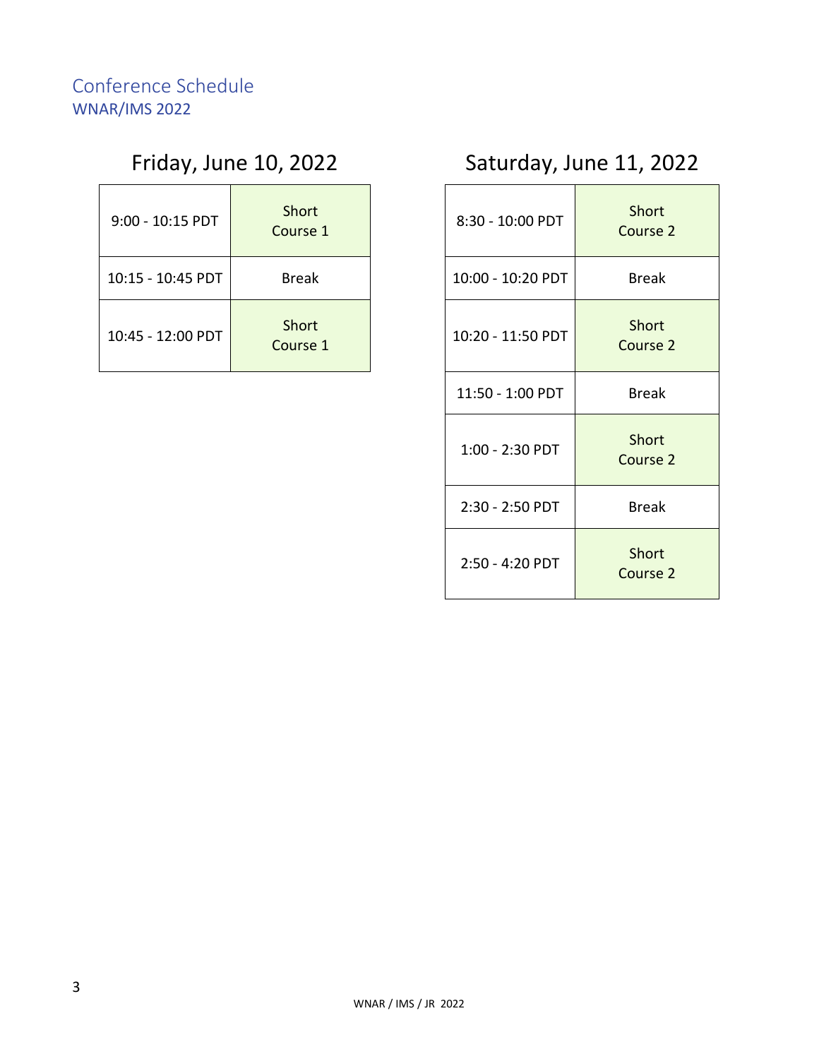# Conference Schedule

## WNAR/IMS 2022

### Friday, June 10, 2022

| | |
|---|---|
| 9:00 - 10:15 PDT | Short Course 1 |
| 10:15 - 10:45 PDT | Break |
| 10:45 - 12:00 PDT | Short Course 1 |

### Saturday, June 11, 2022

| | |
|---|---|
| 8:30 - 10:00 PDT | Short Course 2 |
| 10:00 - 10:20 PDT | Break |
| 10:20 - 11:50 PDT | Short Course 2 |
| 11:50 - 1:00 PDT | Break |
| 1:00 - 2:30 PDT | Short Course 2 |
| 2:30 - 2:50 PDT | Break |
| 2:50 - 4:20 PDT | Short Course 2 |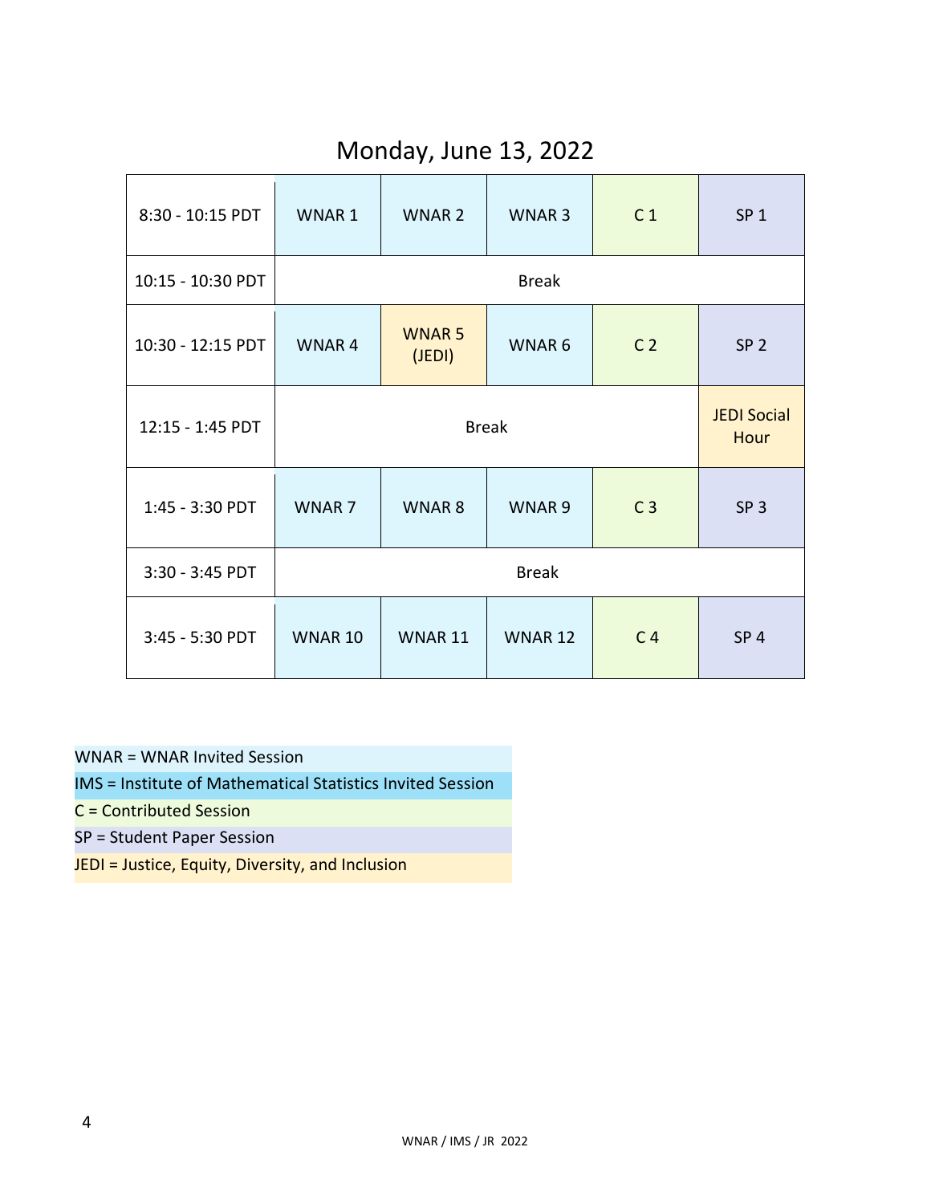# Monday, June 13, 2022

| | | | | | |
|---|---|---|---|---|---|
| 8:30 - 10:15 PDT | WNAR 1 | WNAR 2 | WNAR 3 | C 1 | SP 1 |
| 10:15 - 10:30 PDT | Break | | | | |
| 10:30 - 12:15 PDT | WNAR 4 | WNAR 5 (JEDI) | WNAR 6 | C 2 | SP 2 |
| 12:15 - 1:45 PDT | Break | | | | JEDI Social Hour |
| 1:45 - 3:30 PDT | WNAR 7 | WNAR 8 | WNAR 9 | C 3 | SP 3 |
| 3:30 - 3:45 PDT | Break | | | | |
| 3:45 - 5:30 PDT | WNAR 10 | WNAR 11 | WNAR 12 | C 4 | SP 4 |

WNAR = WNAR Invited Session
IMS = Institute of Mathematical Statistics Invited Session
C = Contributed Session
SP = Student Paper Session
JEDI = Justice, Equity, Diversity, and Inclusion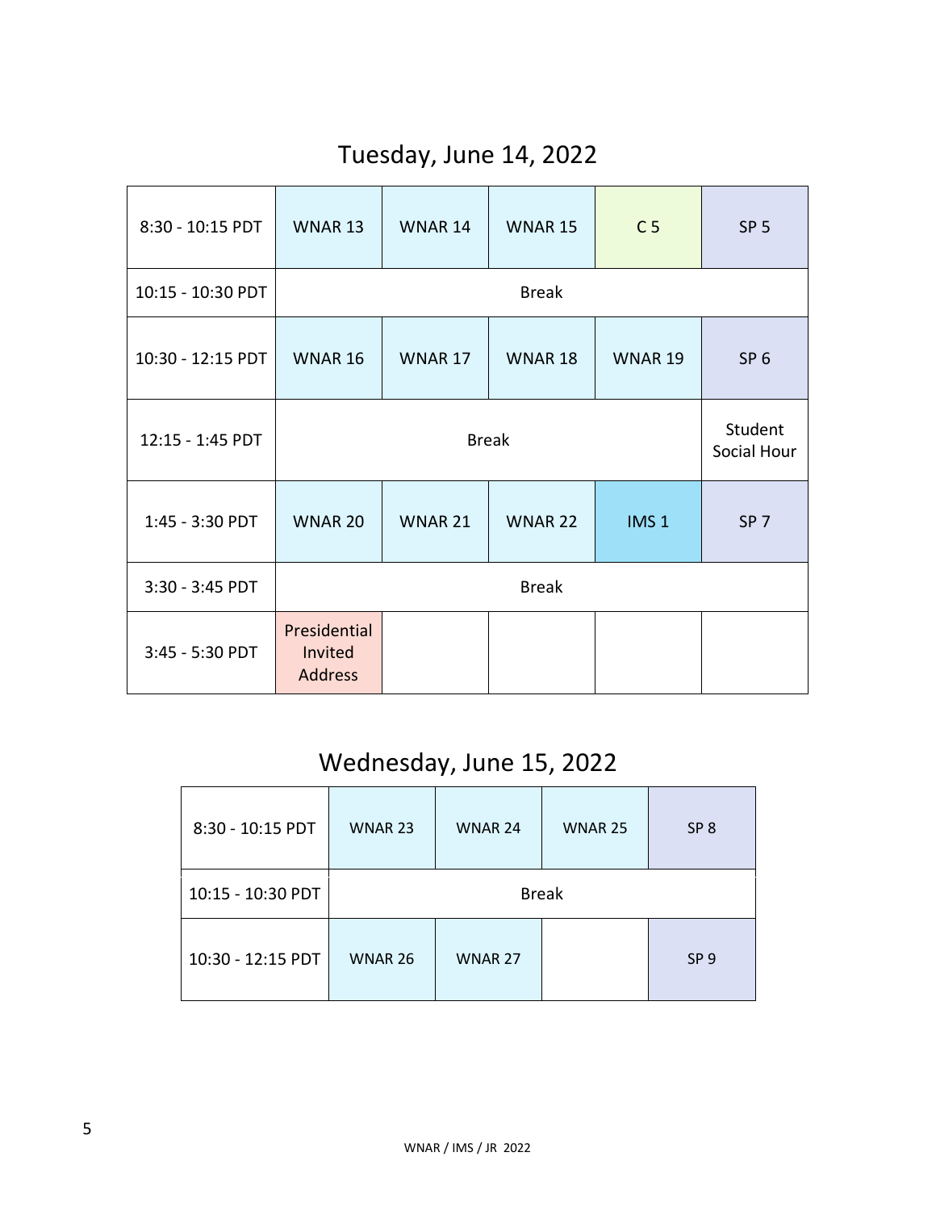## Tuesday, June 14, 2022

| | | | | | |
|---|---|---|---|---|---|
| 8:30 - 10:15 PDT | WNAR 13 | WNAR 14 | WNAR 15 | C 5 | SP 5 |
| 10:15 - 10:30 PDT | Break | | | | |
| 10:30 - 12:15 PDT | WNAR 16 | WNAR 17 | WNAR 18 | WNAR 19 | SP 6 |
| 12:15 - 1:45 PDT | Break | | | | Student Social Hour |
| 1:45 - 3:30 PDT | WNAR 20 | WNAR 21 | WNAR 22 | IMS 1 | SP 7 |
| 3:30 - 3:45 PDT | Break | | | | |
| 3:45 - 5:30 PDT | Presidential Invited Address | | | | |

## Wednesday, June 15, 2022

| | | | | |
|---|---|---|---|---|
| 8:30 - 10:15 PDT | WNAR 23 | WNAR 24 | WNAR 25 | SP 8 |
| 10:15 - 10:30 PDT | Break | | | |
| 10:30 - 12:15 PDT | WNAR 26 | WNAR 27 | | SP 9 |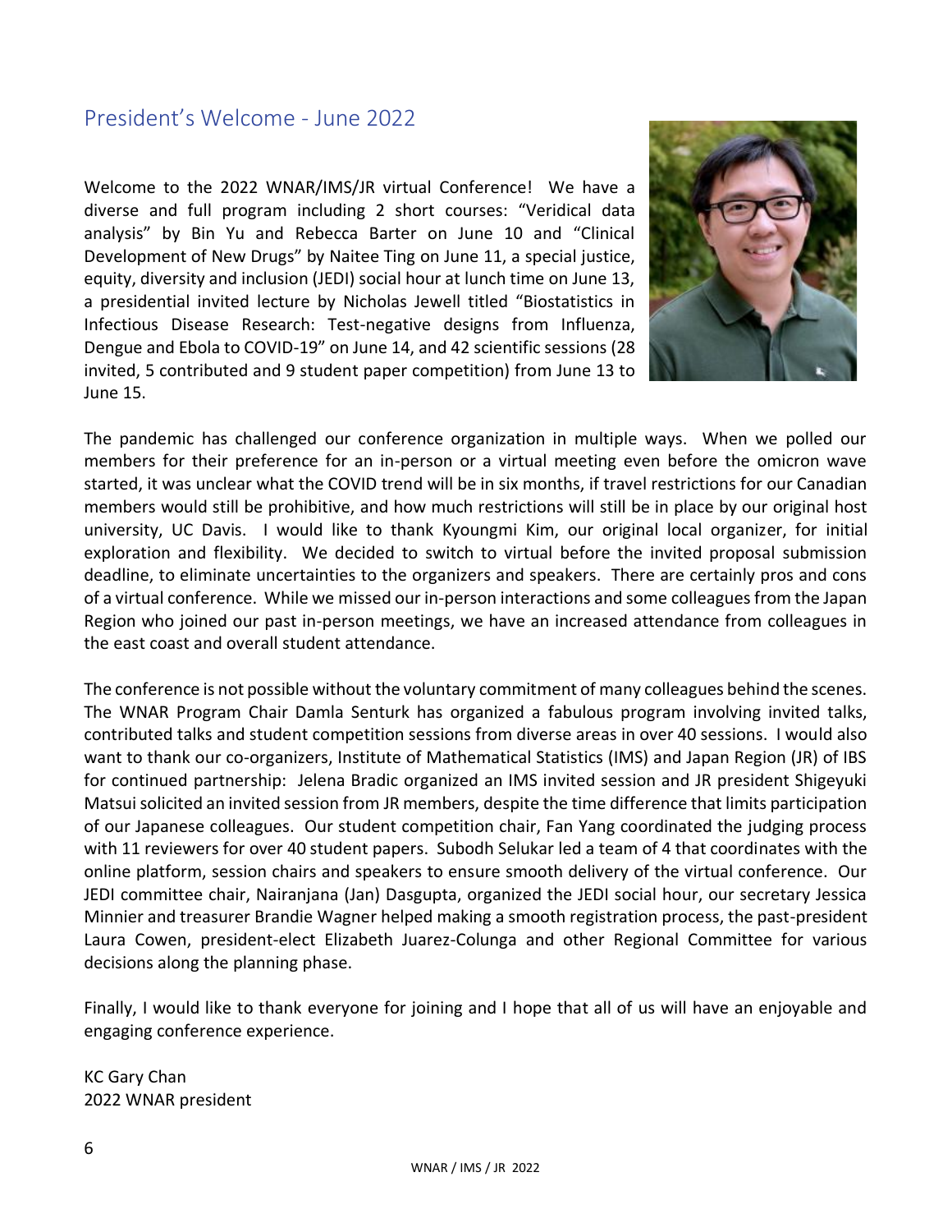## President's Welcome - June 2022

Welcome to the 2022 WNAR/IMS/JR virtual Conference! We have a diverse and full program including 2 short courses: "Veridical data analysis" by Bin Yu and Rebecca Barter on June 10 and "Clinical Development of New Drugs" by Naitee Ting on June 11, a special justice, equity, diversity and inclusion (JEDI) social hour at lunch time on June 13, a presidential invited lecture by Nicholas Jewell titled "Biostatistics in Infectious Disease Research: Test-negative designs from Influenza, Dengue and Ebola to COVID-19" on June 14, and 42 scientific sessions (28 invited, 5 contributed and 9 student paper competition) from June 13 to June 15.

The pandemic has challenged our conference organization in multiple ways. When we polled our members for their preference for an in-person or a virtual meeting even before the omicron wave started, it was unclear what the COVID trend will be in six months, if travel restrictions for our Canadian members would still be prohibitive, and how much restrictions will still be in place by our original host university, UC Davis. I would like to thank Kyoungmi Kim, our original local organizer, for initial exploration and flexibility. We decided to switch to virtual before the invited proposal submission deadline, to eliminate uncertainties to the organizers and speakers. There are certainly pros and cons of a virtual conference. While we missed our in-person interactions and some colleagues from the Japan Region who joined our past in-person meetings, we have an increased attendance from colleagues in the east coast and overall student attendance.

The conference is not possible without the voluntary commitment of many colleagues behind the scenes. The WNAR Program Chair Damla Senturk has organized a fabulous program involving invited talks, contributed talks and student competition sessions from diverse areas in over 40 sessions. I would also want to thank our co-organizers, Institute of Mathematical Statistics (IMS) and Japan Region (JR) of IBS for continued partnership: Jelena Bradic organized an IMS invited session and JR president Shigeyuki Matsui solicited an invited session from JR members, despite the time difference that limits participation of our Japanese colleagues. Our student competition chair, Fan Yang coordinated the judging process with 11 reviewers for over 40 student papers. Subodh Selukar led a team of 4 that coordinates with the online platform, session chairs and speakers to ensure smooth delivery of the virtual conference. Our JEDI committee chair, Nairanjana (Jan) Dasgupta, organized the JEDI social hour, our secretary Jessica Minnier and treasurer Brandie Wagner helped making a smooth registration process, the past-president Laura Cowen, president-elect Elizabeth Juarez-Colunga and other Regional Committee for various decisions along the planning phase.

Finally, I would like to thank everyone for joining and I hope that all of us will have an enjoyable and engaging conference experience.

KC Gary Chan
2022 WNAR president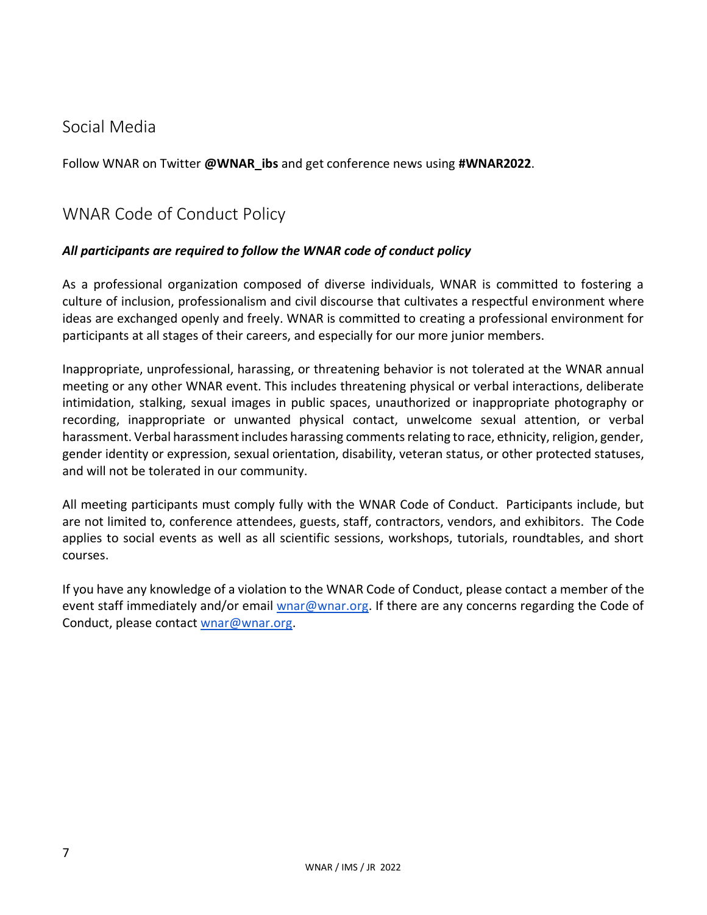## Social Media

Follow WNAR on Twitter **@WNAR_ibs** and get conference news using **#WNAR2022**.

## WNAR Code of Conduct Policy

***All participants are required to follow the WNAR code of conduct policy***

As a professional organization composed of diverse individuals, WNAR is committed to fostering a culture of inclusion, professionalism and civil discourse that cultivates a respectful environment where ideas are exchanged openly and freely. WNAR is committed to creating a professional environment for participants at all stages of their careers, and especially for our more junior members.

Inappropriate, unprofessional, harassing, or threatening behavior is not tolerated at the WNAR annual meeting or any other WNAR event. This includes threatening physical or verbal interactions, deliberate intimidation, stalking, sexual images in public spaces, unauthorized or inappropriate photography or recording, inappropriate or unwanted physical contact, unwelcome sexual attention, or verbal harassment. Verbal harassment includes harassing comments relating to race, ethnicity, religion, gender, gender identity or expression, sexual orientation, disability, veteran status, or other protected statuses, and will not be tolerated in our community.

All meeting participants must comply fully with the WNAR Code of Conduct. Participants include, but are not limited to, conference attendees, guests, staff, contractors, vendors, and exhibitors. The Code applies to social events as well as all scientific sessions, workshops, tutorials, roundtables, and short courses.

If you have any knowledge of a violation to the WNAR Code of Conduct, please contact a member of the event staff immediately and/or email [wnar@wnar.org](mailto:wnar@wnar.org). If there are any concerns regarding the Code of Conduct, please contact [wnar@wnar.org](mailto:wnar@wnar.org).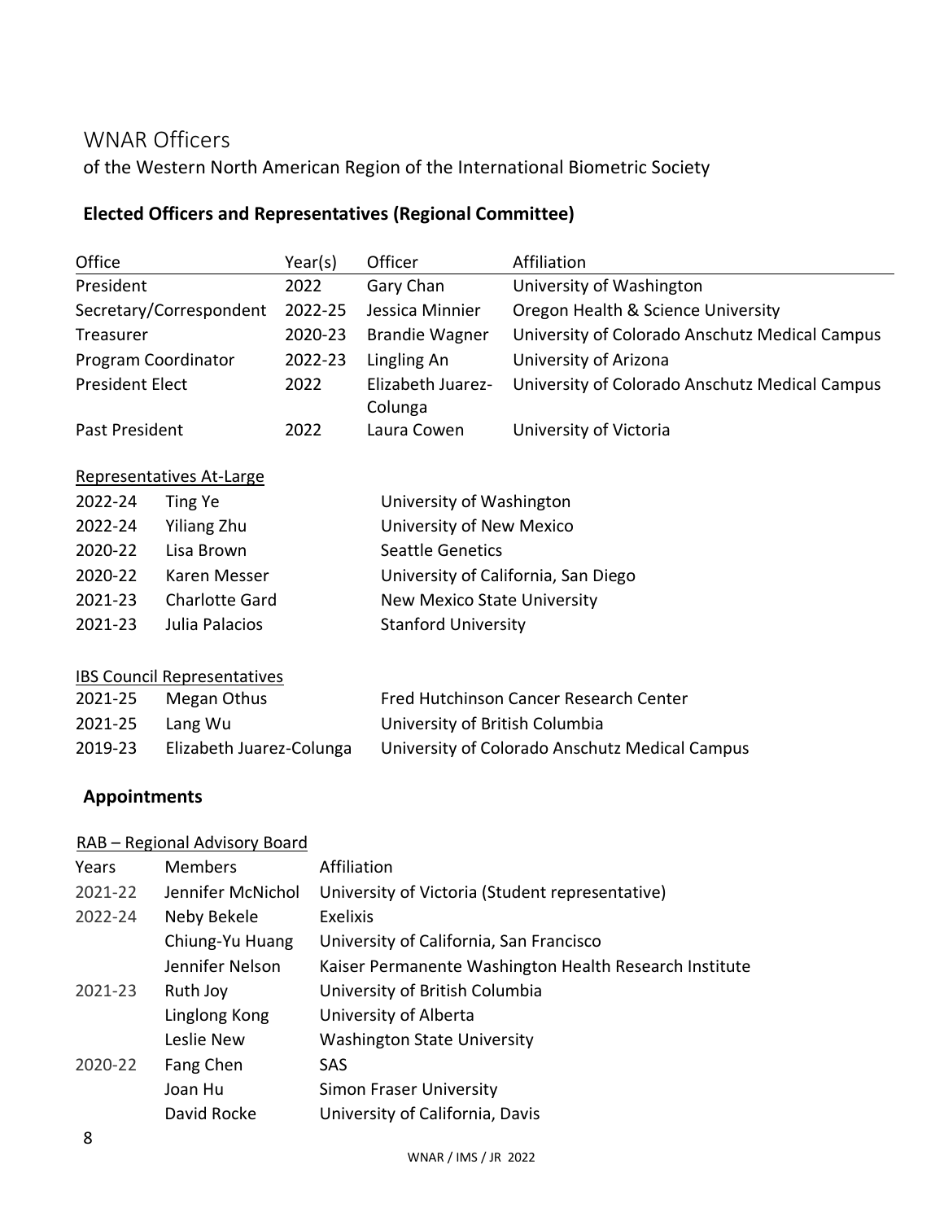# WNAR Officers

of the Western North American Region of the International Biometric Society

## Elected Officers and Representatives (Regional Committee)

| Office | Year(s) | Officer | Affiliation |
|---|---|---|---|
| President | 2022 | Gary Chan | University of Washington |
| Secretary/Correspondent | 2022-25 | Jessica Minnier | Oregon Health & Science University |
| Treasurer | 2020-23 | Brandie Wagner | University of Colorado Anschutz Medical Campus |
| Program Coordinator | 2022-23 | Lingling An | University of Arizona |
| President Elect | 2022 | Elizabeth Juarez-Colunga | University of Colorado Anschutz Medical Campus |
| Past President | 2022 | Laura Cowen | University of Victoria |

Representatives At-Large

| | | |
|---|---|---|
| 2022-24 | Ting Ye | University of Washington |
| 2022-24 | Yiliang Zhu | University of New Mexico |
| 2020-22 | Lisa Brown | Seattle Genetics |
| 2020-22 | Karen Messer | University of California, San Diego |
| 2021-23 | Charlotte Gard | New Mexico State University |
| 2021-23 | Julia Palacios | Stanford University |

IBS Council Representatives

| | | |
|---|---|---|
| 2021-25 | Megan Othus | Fred Hutchinson Cancer Research Center |
| 2021-25 | Lang Wu | University of British Columbia |
| 2019-23 | Elizabeth Juarez-Colunga | University of Colorado Anschutz Medical Campus |

## Appointments

RAB – Regional Advisory Board

| Years | Members | Affiliation |
|---|---|---|
| 2021-22 | Jennifer McNichol | University of Victoria (Student representative) |
| 2022-24 | Neby Bekele | Exelixis |
| | Chiung-Yu Huang | University of California, San Francisco |
| | Jennifer Nelson | Kaiser Permanente Washington Health Research Institute |
| 2021-23 | Ruth Joy | University of British Columbia |
| | Linglong Kong | University of Alberta |
| | Leslie New | Washington State University |
| 2020-22 | Fang Chen | SAS |
| | Joan Hu | Simon Fraser University |
| | David Rocke | University of California, Davis |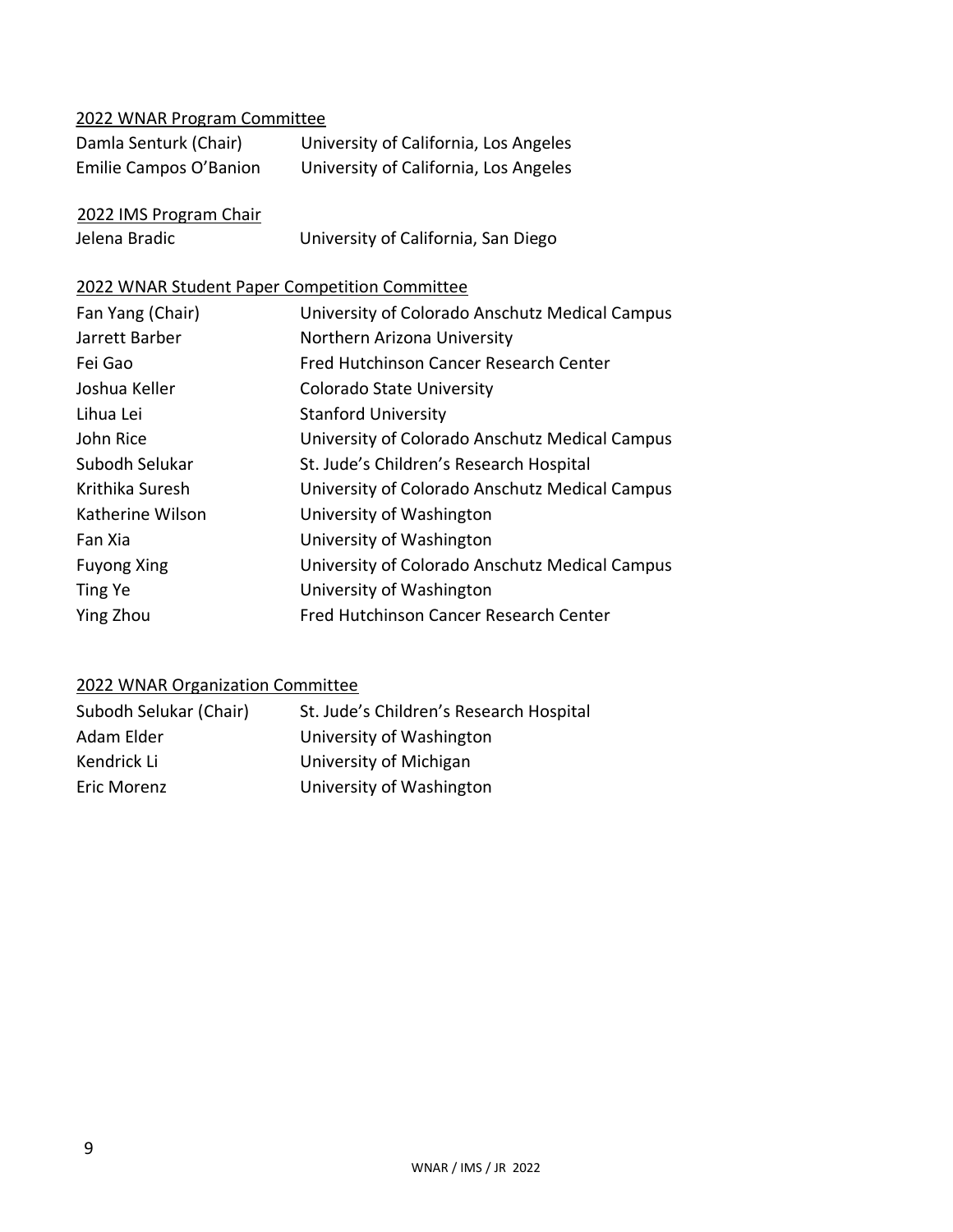## 2022 WNAR Program Committee

| | |
|---|---|
| Damla Senturk (Chair) | University of California, Los Angeles |
| Emilie Campos O'Banion | University of California, Los Angeles |

## 2022 IMS Program Chair

| | |
|---|---|
| Jelena Bradic | University of California, San Diego |

## 2022 WNAR Student Paper Competition Committee

| | |
|---|---|
| Fan Yang (Chair) | University of Colorado Anschutz Medical Campus |
| Jarrett Barber | Northern Arizona University |
| Fei Gao | Fred Hutchinson Cancer Research Center |
| Joshua Keller | Colorado State University |
| Lihua Lei | Stanford University |
| John Rice | University of Colorado Anschutz Medical Campus |
| Subodh Selukar | St. Jude's Children's Research Hospital |
| Krithika Suresh | University of Colorado Anschutz Medical Campus |
| Katherine Wilson | University of Washington |
| Fan Xia | University of Washington |
| Fuyong Xing | University of Colorado Anschutz Medical Campus |
| Ting Ye | University of Washington |
| Ying Zhou | Fred Hutchinson Cancer Research Center |

## 2022 WNAR Organization Committee

| | |
|---|---|
| Subodh Selukar (Chair) | St. Jude's Children's Research Hospital |
| Adam Elder | University of Washington |
| Kendrick Li | University of Michigan |
| Eric Morenz | University of Washington |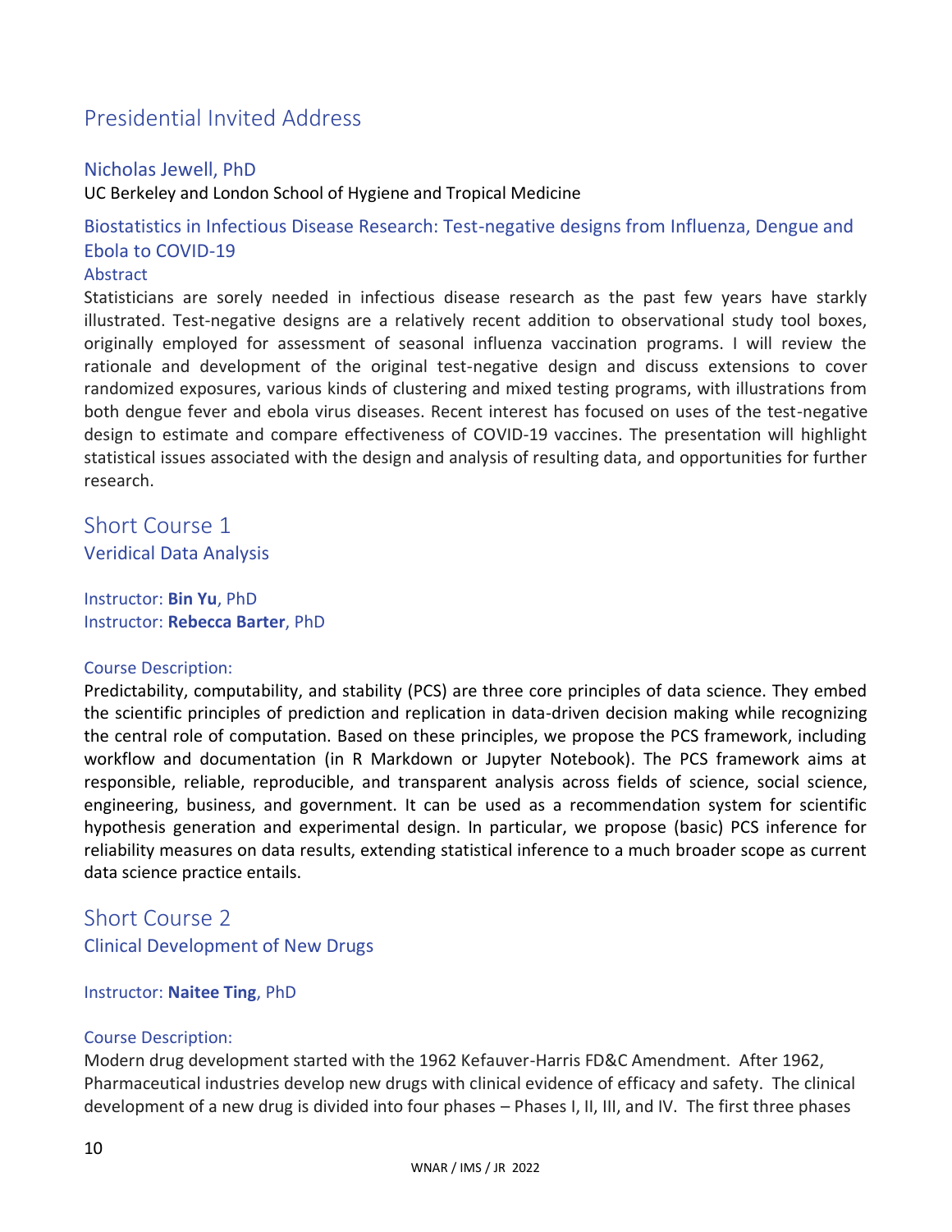## Presidential Invited Address

### Nicholas Jewell, PhD

UC Berkeley and London School of Hygiene and Tropical Medicine

### Biostatistics in Infectious Disease Research: Test-negative designs from Influenza, Dengue and Ebola to COVID-19

#### Abstract

Statisticians are sorely needed in infectious disease research as the past few years have starkly illustrated. Test-negative designs are a relatively recent addition to observational study tool boxes, originally employed for assessment of seasonal influenza vaccination programs. I will review the rationale and development of the original test-negative design and discuss extensions to cover randomized exposures, various kinds of clustering and mixed testing programs, with illustrations from both dengue fever and ebola virus diseases. Recent interest has focused on uses of the test-negative design to estimate and compare effectiveness of COVID-19 vaccines. The presentation will highlight statistical issues associated with the design and analysis of resulting data, and opportunities for further research.

## Short Course 1

### Veridical Data Analysis

Instructor: **Bin Yu**, PhD
Instructor: **Rebecca Barter**, PhD

#### Course Description:

Predictability, computability, and stability (PCS) are three core principles of data science. They embed the scientific principles of prediction and replication in data-driven decision making while recognizing the central role of computation. Based on these principles, we propose the PCS framework, including workflow and documentation (in R Markdown or Jupyter Notebook). The PCS framework aims at responsible, reliable, reproducible, and transparent analysis across fields of science, social science, engineering, business, and government. It can be used as a recommendation system for scientific hypothesis generation and experimental design. In particular, we propose (basic) PCS inference for reliability measures on data results, extending statistical inference to a much broader scope as current data science practice entails.

## Short Course 2

### Clinical Development of New Drugs

Instructor: **Naitee Ting**, PhD

#### Course Description:

Modern drug development started with the 1962 Kefauver-Harris FD&C Amendment. After 1962, Pharmaceutical industries develop new drugs with clinical evidence of efficacy and safety. The clinical development of a new drug is divided into four phases – Phases I, II, III, and IV. The first three phases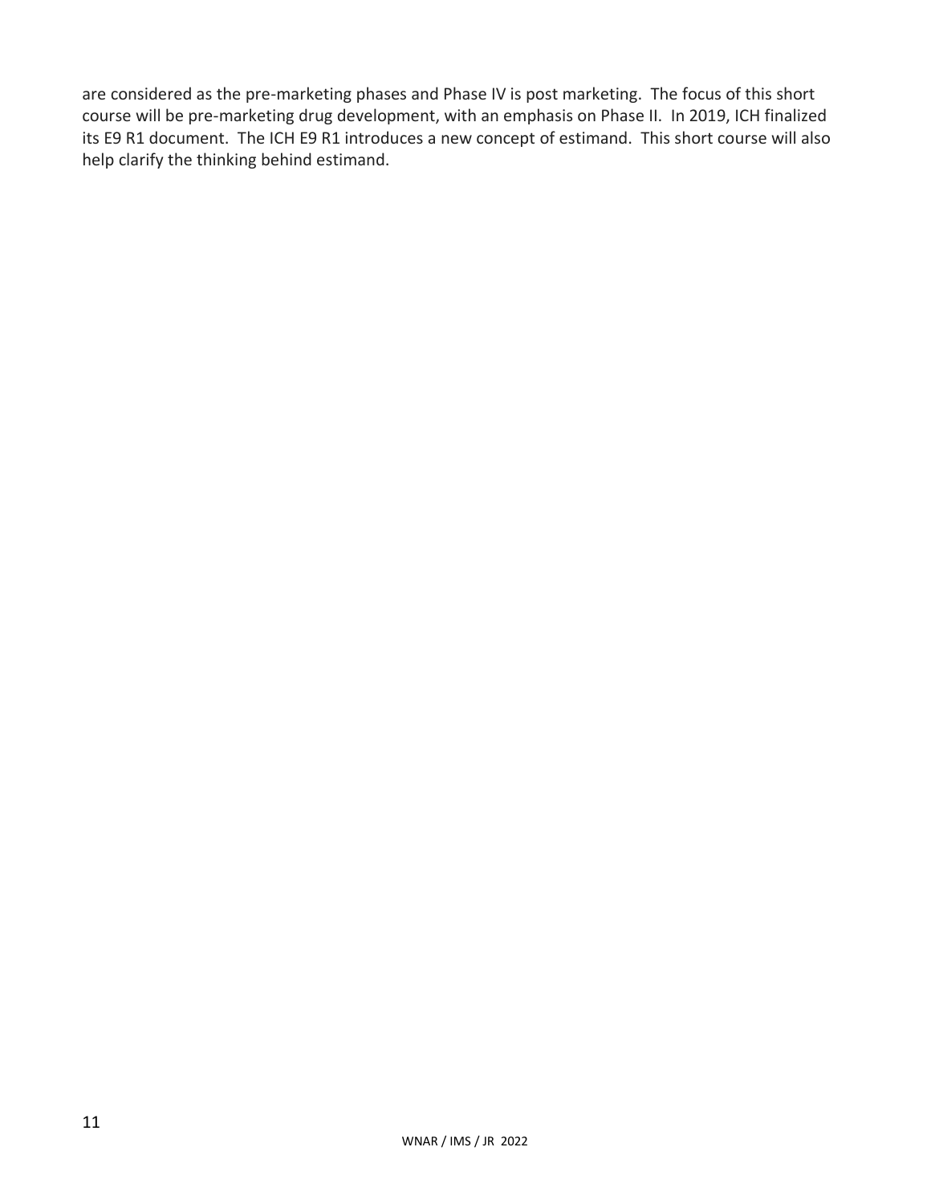are considered as the pre-marketing phases and Phase IV is post marketing. The focus of this short course will be pre-marketing drug development, with an emphasis on Phase II. In 2019, ICH finalized its E9 R1 document. The ICH E9 R1 introduces a new concept of estimand. This short course will also help clarify the thinking behind estimand.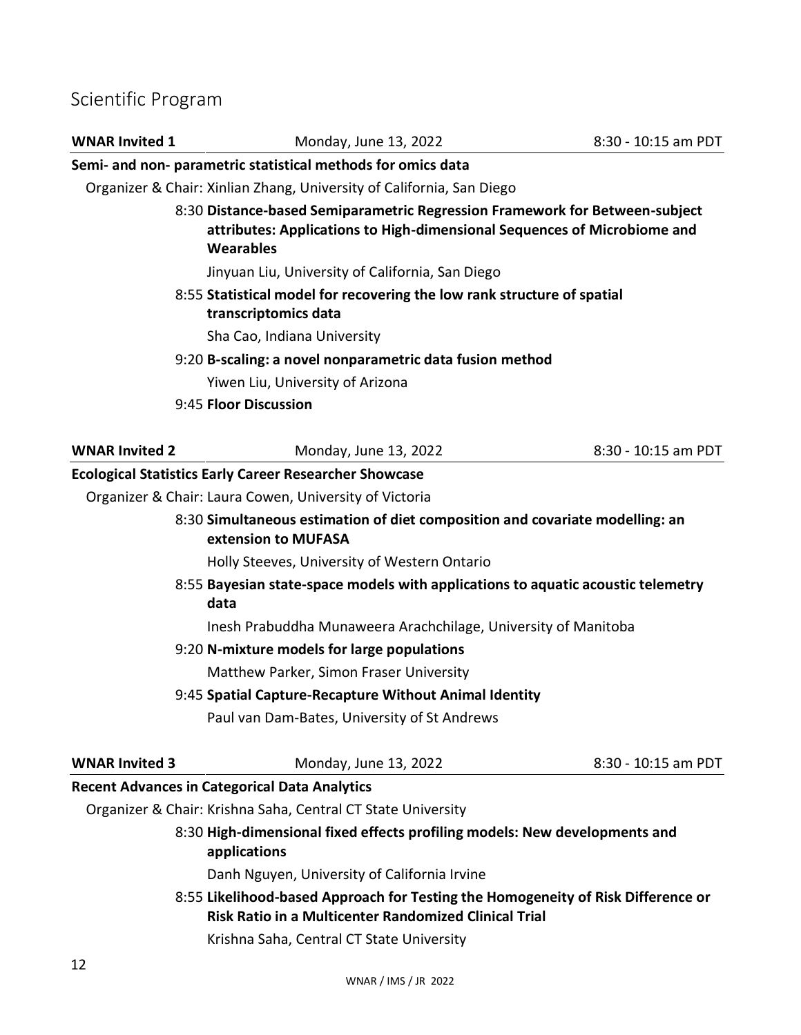## Scientific Program

**WNAR Invited 1** Monday, June 13, 2022 8:30 - 10:15 am PDT

**Semi- and non- parametric statistical methods for omics data**

Organizer & Chair: Xinlian Zhang, University of California, San Diego

8:30 **Distance-based Semiparametric Regression Framework for Between-subject attributes: Applications to High-dimensional Sequences of Microbiome and Wearables**

Jinyuan Liu, University of California, San Diego

8:55 **Statistical model for recovering the low rank structure of spatial transcriptomics data**

Sha Cao, Indiana University

9:20 **B-scaling: a novel nonparametric data fusion method**

Yiwen Liu, University of Arizona

9:45 **Floor Discussion**

**WNAR Invited 2** Monday, June 13, 2022 8:30 - 10:15 am PDT

**Ecological Statistics Early Career Researcher Showcase**

Organizer & Chair: Laura Cowen, University of Victoria

8:30 **Simultaneous estimation of diet composition and covariate modelling: an extension to MUFASA**

Holly Steeves, University of Western Ontario

8:55 **Bayesian state-space models with applications to aquatic acoustic telemetry data**

Inesh Prabuddha Munaweera Arachchilage, University of Manitoba

9:20 **N-mixture models for large populations**

Matthew Parker, Simon Fraser University

9:45 **Spatial Capture-Recapture Without Animal Identity**

Paul van Dam-Bates, University of St Andrews

**WNAR Invited 3** Monday, June 13, 2022 8:30 - 10:15 am PDT

**Recent Advances in Categorical Data Analytics**

Organizer & Chair: Krishna Saha, Central CT State University

8:30 **High-dimensional fixed effects profiling models: New developments and applications**

Danh Nguyen, University of California Irvine

8:55 **Likelihood-based Approach for Testing the Homogeneity of Risk Difference or Risk Ratio in a Multicenter Randomized Clinical Trial**

Krishna Saha, Central CT State University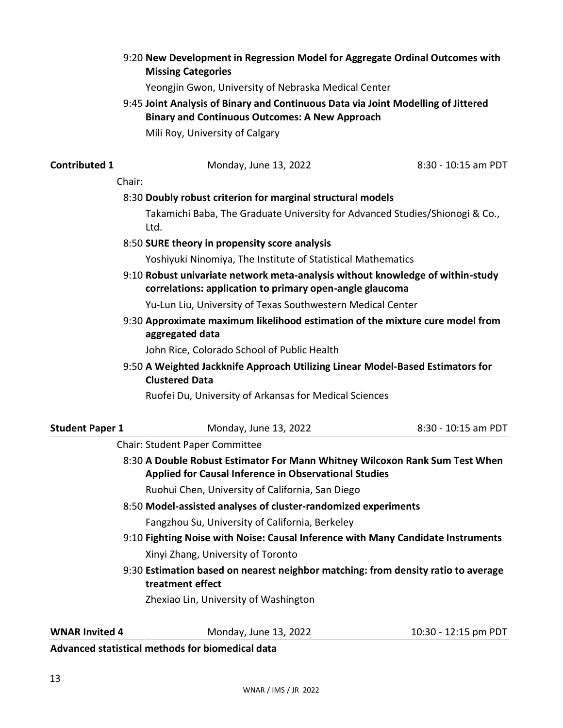9:20 **New Development in Regression Model for Aggregate Ordinal Outcomes with Missing Categories**

Yeongjin Gwon, University of Nebraska Medical Center

9:45 **Joint Analysis of Binary and Continuous Data via Joint Modelling of Jittered Binary and Continuous Outcomes: A New Approach**

Mili Roy, University of Calgary

| **Contributed 1** | Monday, June 13, 2022 | 8:30 - 10:15 am PDT |
|---|---|---|

Chair:

8:30 **Doubly robust criterion for marginal structural models**

Takamichi Baba, The Graduate University for Advanced Studies/Shionogi & Co., Ltd.

8:50 **SURE theory in propensity score analysis**

Yoshiyuki Ninomiya, The Institute of Statistical Mathematics

9:10 **Robust univariate network meta-analysis without knowledge of within-study correlations: application to primary open-angle glaucoma**

Yu-Lun Liu, University of Texas Southwestern Medical Center

9:30 **Approximate maximum likelihood estimation of the mixture cure model from aggregated data**

John Rice, Colorado School of Public Health

9:50 **A Weighted Jackknife Approach Utilizing Linear Model-Based Estimators for Clustered Data**

Ruofei Du, University of Arkansas for Medical Sciences

| **Student Paper 1** | Monday, June 13, 2022 | 8:30 - 10:15 am PDT |
|---|---|---|

Chair: Student Paper Committee

8:30 **A Double Robust Estimator For Mann Whitney Wilcoxon Rank Sum Test When Applied for Causal Inference in Observational Studies**

Ruohui Chen, University of California, San Diego

8:50 **Model-assisted analyses of cluster-randomized experiments**

Fangzhou Su, University of California, Berkeley

9:10 **Fighting Noise with Noise: Causal Inference with Many Candidate Instruments**

Xinyi Zhang, University of Toronto

9:30 **Estimation based on nearest neighbor matching: from density ratio to average treatment effect**

Zhexiao Lin, University of Washington

| **WNAR Invited 4** | Monday, June 13, 2022 | 10:30 - 12:15 pm PDT |
|---|---|---|

**Advanced statistical methods for biomedical data**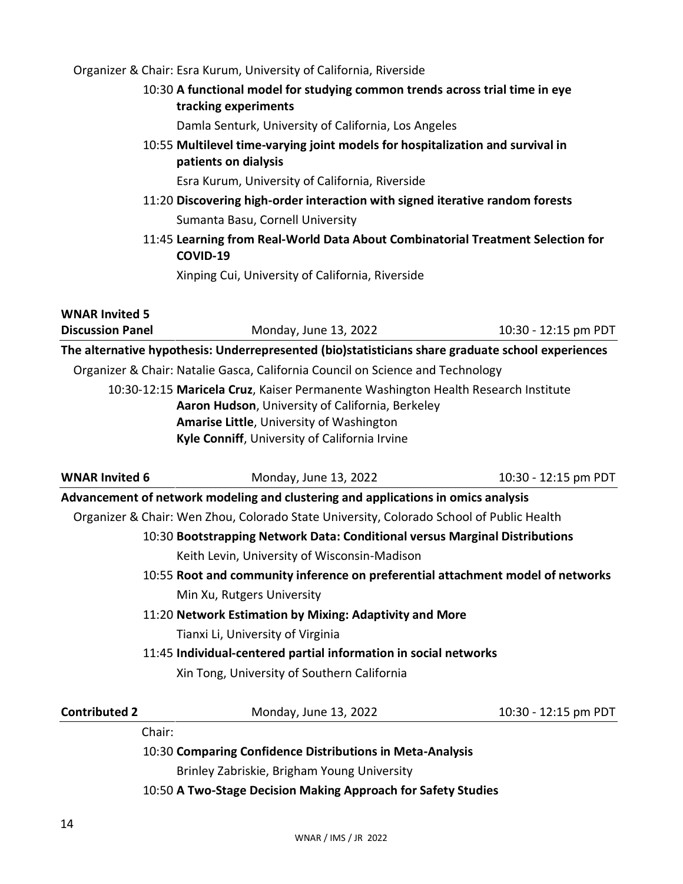Organizer & Chair: Esra Kurum, University of California, Riverside

10:30 **A functional model for studying common trends across trial time in eye tracking experiments**
Damla Senturk, University of California, Los Angeles

10:55 **Multilevel time-varying joint models for hospitalization and survival in patients on dialysis**
Esra Kurum, University of California, Riverside

11:20 **Discovering high-order interaction with signed iterative random forests**
Sumanta Basu, Cornell University

11:45 **Learning from Real-World Data About Combinatorial Treatment Selection for COVID-19**
Xinping Cui, University of California, Riverside

**WNAR Invited 5 Discussion Panel** — Monday, June 13, 2022 — 10:30 - 12:15 pm PDT

**The alternative hypothesis: Underrepresented (bio)statisticians share graduate school experiences**

Organizer & Chair: Natalie Gasca, California Council on Science and Technology

10:30-12:15 **Maricela Cruz**, Kaiser Permanente Washington Health Research Institute
**Aaron Hudson**, University of California, Berkeley
**Amarise Little**, University of Washington
**Kyle Conniff**, University of California Irvine

**WNAR Invited 6** — Monday, June 13, 2022 — 10:30 - 12:15 pm PDT

**Advancement of network modeling and clustering and applications in omics analysis**

Organizer & Chair: Wen Zhou, Colorado State University, Colorado School of Public Health

10:30 **Bootstrapping Network Data: Conditional versus Marginal Distributions**
Keith Levin, University of Wisconsin-Madison

10:55 **Root and community inference on preferential attachment model of networks**
Min Xu, Rutgers University

11:20 **Network Estimation by Mixing: Adaptivity and More**
Tianxi Li, University of Virginia

11:45 **Individual-centered partial information in social networks**
Xin Tong, University of Southern California

**Contributed 2** — Monday, June 13, 2022 — 10:30 - 12:15 pm PDT

Chair:

10:30 **Comparing Confidence Distributions in Meta-Analysis**
Brinley Zabriskie, Brigham Young University

10:50 **A Two-Stage Decision Making Approach for Safety Studies**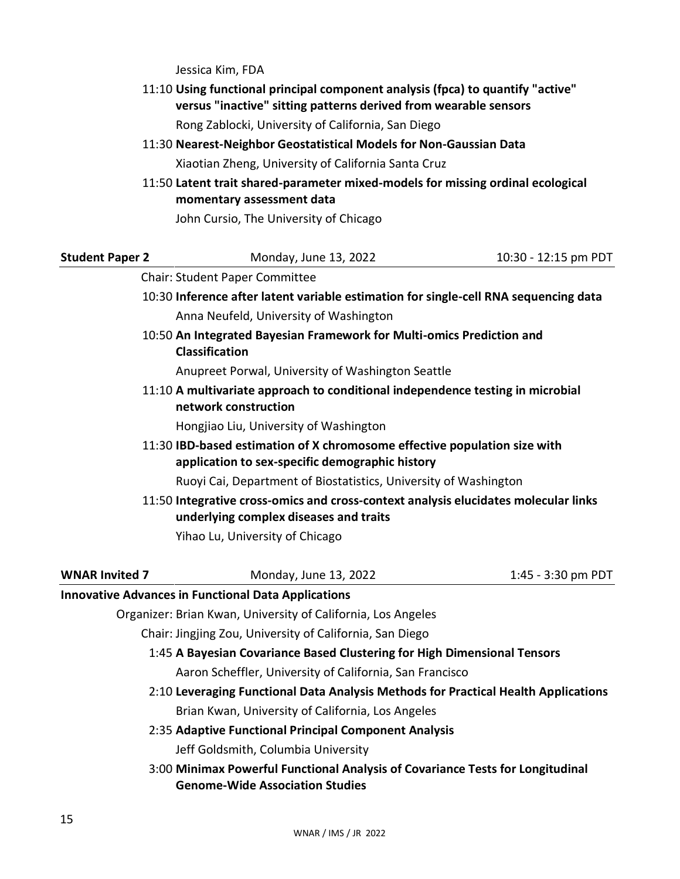Jessica Kim, FDA

11:10 **Using functional principal component analysis (fpca) to quantify "active" versus "inactive" sitting patterns derived from wearable sensors**

Rong Zablocki, University of California, San Diego

11:30 **Nearest-Neighbor Geostatistical Models for Non-Gaussian Data**

Xiaotian Zheng, University of California Santa Cruz

11:50 **Latent trait shared-parameter mixed-models for missing ordinal ecological momentary assessment data**

John Cursio, The University of Chicago

**Student Paper 2** — Monday, June 13, 2022 — 10:30 - 12:15 pm PDT

Chair: Student Paper Committee

10:30 **Inference after latent variable estimation for single-cell RNA sequencing data**

Anna Neufeld, University of Washington

10:50 **An Integrated Bayesian Framework for Multi-omics Prediction and Classification**

Anupreet Porwal, University of Washington Seattle

11:10 **A multivariate approach to conditional independence testing in microbial network construction**

Hongjiao Liu, University of Washington

11:30 **IBD-based estimation of X chromosome effective population size with application to sex-specific demographic history**

Ruoyi Cai, Department of Biostatistics, University of Washington

11:50 **Integrative cross-omics and cross-context analysis elucidates molecular links underlying complex diseases and traits**

Yihao Lu, University of Chicago

**WNAR Invited 7** — Monday, June 13, 2022 — 1:45 - 3:30 pm PDT

**Innovative Advances in Functional Data Applications**

Organizer: Brian Kwan, University of California, Los Angeles

Chair: Jingjing Zou, University of California, San Diego

1:45 **A Bayesian Covariance Based Clustering for High Dimensional Tensors**

Aaron Scheffler, University of California, San Francisco

2:10 **Leveraging Functional Data Analysis Methods for Practical Health Applications**

Brian Kwan, University of California, Los Angeles

2:35 **Adaptive Functional Principal Component Analysis**

Jeff Goldsmith, Columbia University

3:00 **Minimax Powerful Functional Analysis of Covariance Tests for Longitudinal Genome-Wide Association Studies**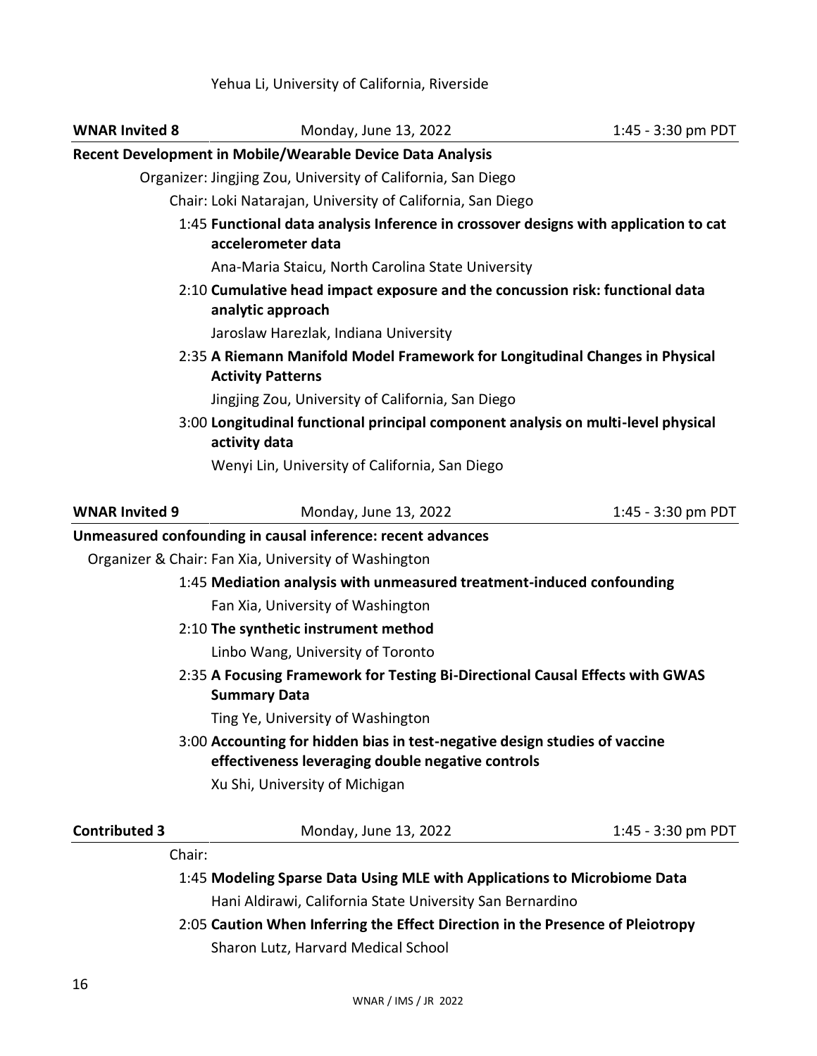Yehua Li, University of California, Riverside

**WNAR Invited 8** Monday, June 13, 2022 1:45 - 3:30 pm PDT

**Recent Development in Mobile/Wearable Device Data Analysis**

Organizer: Jingjing Zou, University of California, San Diego

Chair: Loki Natarajan, University of California, San Diego

1:45 **Functional data analysis Inference in crossover designs with application to cat accelerometer data**

Ana-Maria Staicu, North Carolina State University

2:10 **Cumulative head impact exposure and the concussion risk: functional data analytic approach**

Jaroslaw Harezlak, Indiana University

2:35 **A Riemann Manifold Model Framework for Longitudinal Changes in Physical Activity Patterns**

Jingjing Zou, University of California, San Diego

3:00 **Longitudinal functional principal component analysis on multi-level physical activity data**

Wenyi Lin, University of California, San Diego

**WNAR Invited 9** Monday, June 13, 2022 1:45 - 3:30 pm PDT

**Unmeasured confounding in causal inference: recent advances**

Organizer & Chair: Fan Xia, University of Washington

1:45 **Mediation analysis with unmeasured treatment-induced confounding**

Fan Xia, University of Washington

2:10 **The synthetic instrument method**

Linbo Wang, University of Toronto

2:35 **A Focusing Framework for Testing Bi-Directional Causal Effects with GWAS Summary Data**

Ting Ye, University of Washington

3:00 **Accounting for hidden bias in test-negative design studies of vaccine effectiveness leveraging double negative controls**

Xu Shi, University of Michigan

**Contributed 3** Monday, June 13, 2022 1:45 - 3:30 pm PDT

Chair:

1:45 **Modeling Sparse Data Using MLE with Applications to Microbiome Data**

Hani Aldirawi, California State University San Bernardino

2:05 **Caution When Inferring the Effect Direction in the Presence of Pleiotropy**

Sharon Lutz, Harvard Medical School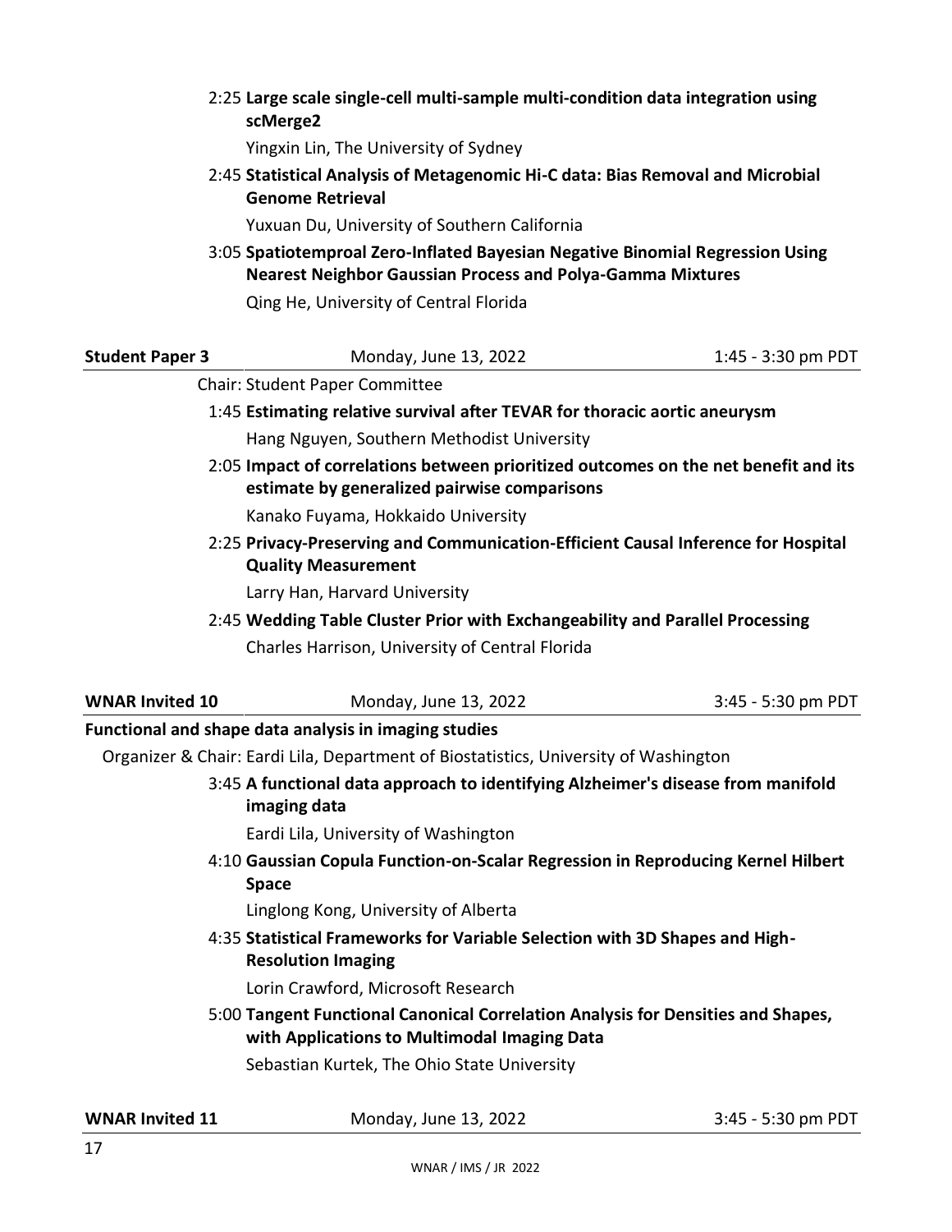2:25 **Large scale single-cell multi-sample multi-condition data integration using scMerge2**

Yingxin Lin, The University of Sydney

2:45 **Statistical Analysis of Metagenomic Hi-C data: Bias Removal and Microbial Genome Retrieval**

Yuxuan Du, University of Southern California

3:05 **Spatiotemproal Zero-Inflated Bayesian Negative Binomial Regression Using Nearest Neighbor Gaussian Process and Polya-Gamma Mixtures**

Qing He, University of Central Florida

**Student Paper 3** — Monday, June 13, 2022 — 1:45 - 3:30 pm PDT

Chair: Student Paper Committee

1:45 **Estimating relative survival after TEVAR for thoracic aortic aneurysm**

Hang Nguyen, Southern Methodist University

2:05 **Impact of correlations between prioritized outcomes on the net benefit and its estimate by generalized pairwise comparisons**

Kanako Fuyama, Hokkaido University

2:25 **Privacy-Preserving and Communication-Efficient Causal Inference for Hospital Quality Measurement**

Larry Han, Harvard University

2:45 **Wedding Table Cluster Prior with Exchangeability and Parallel Processing**

Charles Harrison, University of Central Florida

**WNAR Invited 10** — Monday, June 13, 2022 — 3:45 - 5:30 pm PDT

**Functional and shape data analysis in imaging studies**

Organizer & Chair: Eardi Lila, Department of Biostatistics, University of Washington

3:45 **A functional data approach to identifying Alzheimer's disease from manifold imaging data**

Eardi Lila, University of Washington

4:10 **Gaussian Copula Function-on-Scalar Regression in Reproducing Kernel Hilbert Space**

Linglong Kong, University of Alberta

4:35 **Statistical Frameworks for Variable Selection with 3D Shapes and High-Resolution Imaging**

Lorin Crawford, Microsoft Research

5:00 **Tangent Functional Canonical Correlation Analysis for Densities and Shapes, with Applications to Multimodal Imaging Data**

Sebastian Kurtek, The Ohio State University

**WNAR Invited 11** — Monday, June 13, 2022 — 3:45 - 5:30 pm PDT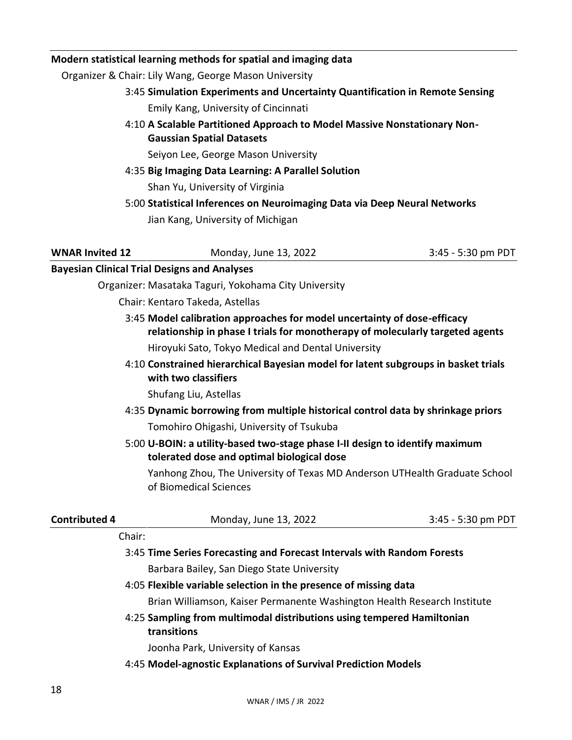**Modern statistical learning methods for spatial and imaging data**

Organizer & Chair: Lily Wang, George Mason University

3:45 **Simulation Experiments and Uncertainty Quantification in Remote Sensing**
Emily Kang, University of Cincinnati

4:10 **A Scalable Partitioned Approach to Model Massive Nonstationary Non-Gaussian Spatial Datasets**
Seiyon Lee, George Mason University

4:35 **Big Imaging Data Learning: A Parallel Solution**
Shan Yu, University of Virginia

5:00 **Statistical Inferences on Neuroimaging Data via Deep Neural Networks**
Jian Kang, University of Michigan

**WNAR Invited 12** — Monday, June 13, 2022 — 3:45 - 5:30 pm PDT

**Bayesian Clinical Trial Designs and Analyses**

Organizer: Masataka Taguri, Yokohama City University

Chair: Kentaro Takeda, Astellas

3:45 **Model calibration approaches for model uncertainty of dose-efficacy relationship in phase I trials for monotherapy of molecularly targeted agents**
Hiroyuki Sato, Tokyo Medical and Dental University

4:10 **Constrained hierarchical Bayesian model for latent subgroups in basket trials with two classifiers**
Shufang Liu, Astellas

4:35 **Dynamic borrowing from multiple historical control data by shrinkage priors**
Tomohiro Ohigashi, University of Tsukuba

5:00 **U-BOIN: a utility-based two-stage phase I-II design to identify maximum tolerated dose and optimal biological dose**
Yanhong Zhou, The University of Texas MD Anderson UTHealth Graduate School of Biomedical Sciences

**Contributed 4** — Monday, June 13, 2022 — 3:45 - 5:30 pm PDT

Chair:

3:45 **Time Series Forecasting and Forecast Intervals with Random Forests**
Barbara Bailey, San Diego State University

4:05 **Flexible variable selection in the presence of missing data**
Brian Williamson, Kaiser Permanente Washington Health Research Institute

4:25 **Sampling from multimodal distributions using tempered Hamiltonian transitions**
Joonha Park, University of Kansas

4:45 **Model-agnostic Explanations of Survival Prediction Models**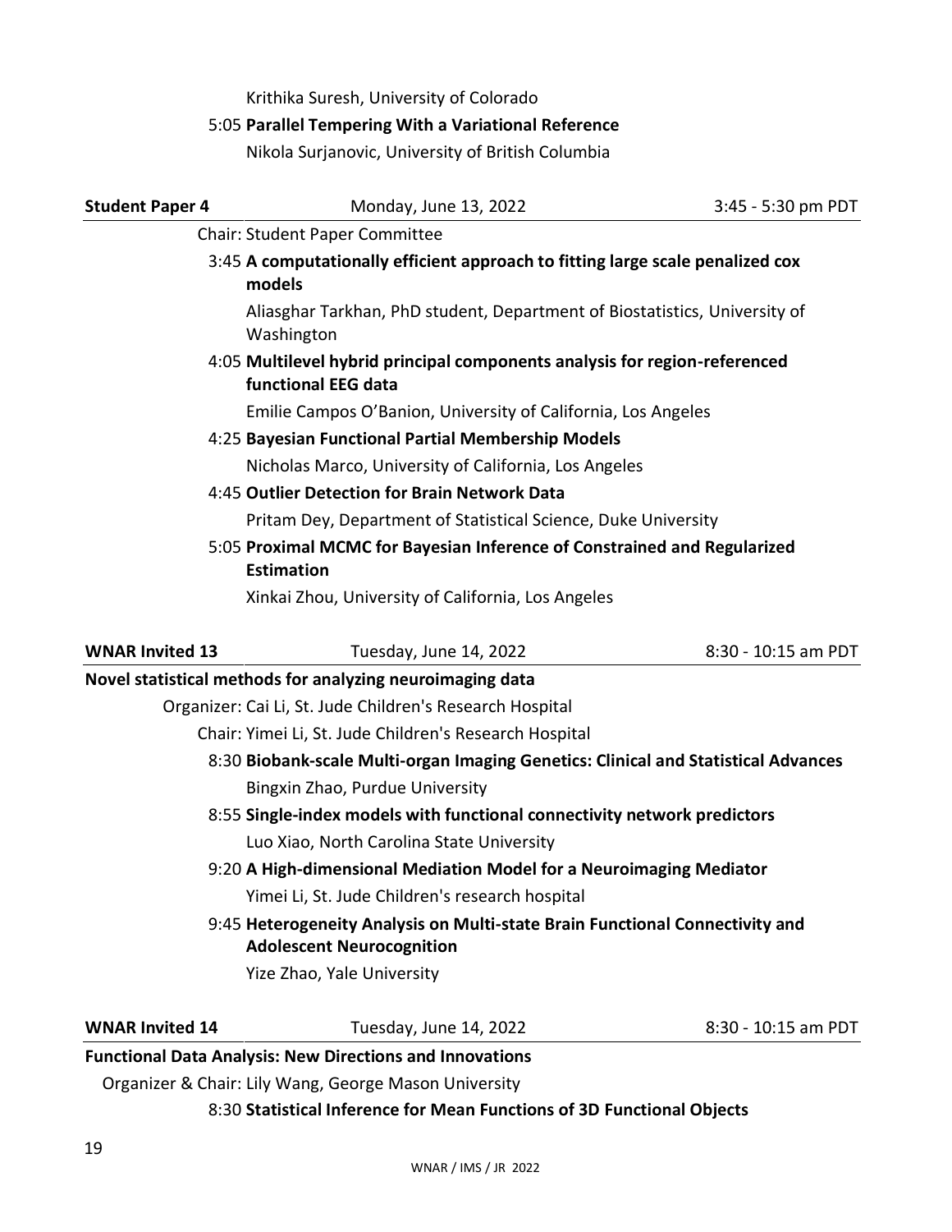Krithika Suresh, University of Colorado

5:05 **Parallel Tempering With a Variational Reference**

Nikola Surjanovic, University of British Columbia

| **Student Paper 4** | Monday, June 13, 2022 | 3:45 - 5:30 pm PDT |
|---|---|---|

Chair: Student Paper Committee

3:45 **A computationally efficient approach to fitting large scale penalized cox models**

Aliasghar Tarkhan, PhD student, Department of Biostatistics, University of Washington

4:05 **Multilevel hybrid principal components analysis for region-referenced functional EEG data**

Emilie Campos O'Banion, University of California, Los Angeles

4:25 **Bayesian Functional Partial Membership Models**

Nicholas Marco, University of California, Los Angeles

4:45 **Outlier Detection for Brain Network Data**

Pritam Dey, Department of Statistical Science, Duke University

5:05 **Proximal MCMC for Bayesian Inference of Constrained and Regularized Estimation**

Xinkai Zhou, University of California, Los Angeles

| **WNAR Invited 13** | Tuesday, June 14, 2022 | 8:30 - 10:15 am PDT |
|---|---|---|

**Novel statistical methods for analyzing neuroimaging data**

Organizer: Cai Li, St. Jude Children's Research Hospital

Chair: Yimei Li, St. Jude Children's Research Hospital

8:30 **Biobank-scale Multi-organ Imaging Genetics: Clinical and Statistical Advances**

Bingxin Zhao, Purdue University

8:55 **Single-index models with functional connectivity network predictors**

Luo Xiao, North Carolina State University

9:20 **A High-dimensional Mediation Model for a Neuroimaging Mediator**

Yimei Li, St. Jude Children's research hospital

9:45 **Heterogeneity Analysis on Multi-state Brain Functional Connectivity and Adolescent Neurocognition**

Yize Zhao, Yale University

| **WNAR Invited 14** | Tuesday, June 14, 2022 | 8:30 - 10:15 am PDT |
|---|---|---|

**Functional Data Analysis: New Directions and Innovations**

Organizer & Chair: Lily Wang, George Mason University

8:30 **Statistical Inference for Mean Functions of 3D Functional Objects**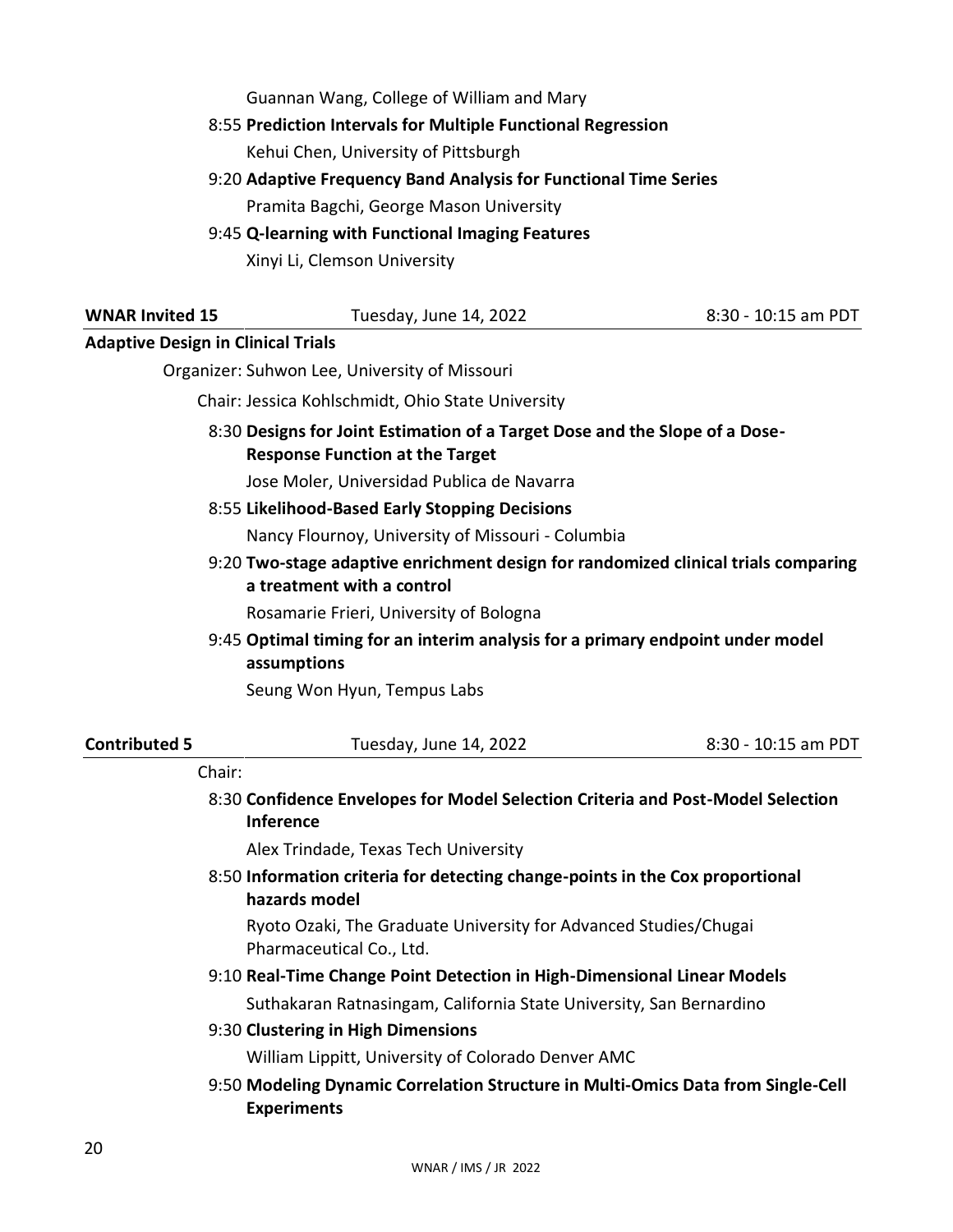Guannan Wang, College of William and Mary

8:55 **Prediction Intervals for Multiple Functional Regression**
Kehui Chen, University of Pittsburgh

9:20 **Adaptive Frequency Band Analysis for Functional Time Series**
Pramita Bagchi, George Mason University

9:45 **Q-learning with Functional Imaging Features**
Xinyi Li, Clemson University

**WNAR Invited 15** | Tuesday, June 14, 2022 | 8:30 - 10:15 am PDT

**Adaptive Design in Clinical Trials**

Organizer: Suhwon Lee, University of Missouri

Chair: Jessica Kohlschmidt, Ohio State University

8:30 **Designs for Joint Estimation of a Target Dose and the Slope of a Dose-Response Function at the Target**
Jose Moler, Universidad Publica de Navarra

8:55 **Likelihood-Based Early Stopping Decisions**
Nancy Flournoy, University of Missouri - Columbia

9:20 **Two-stage adaptive enrichment design for randomized clinical trials comparing a treatment with a control**
Rosamarie Frieri, University of Bologna

9:45 **Optimal timing for an interim analysis for a primary endpoint under model assumptions**
Seung Won Hyun, Tempus Labs

**Contributed 5** | Tuesday, June 14, 2022 | 8:30 - 10:15 am PDT

Chair:

8:30 **Confidence Envelopes for Model Selection Criteria and Post-Model Selection Inference**
Alex Trindade, Texas Tech University

8:50 **Information criteria for detecting change-points in the Cox proportional hazards model**
Ryoto Ozaki, The Graduate University for Advanced Studies/Chugai Pharmaceutical Co., Ltd.

9:10 **Real-Time Change Point Detection in High-Dimensional Linear Models**
Suthakaran Ratnasingam, California State University, San Bernardino

9:30 **Clustering in High Dimensions**
William Lippitt, University of Colorado Denver AMC

9:50 **Modeling Dynamic Correlation Structure in Multi-Omics Data from Single-Cell Experiments**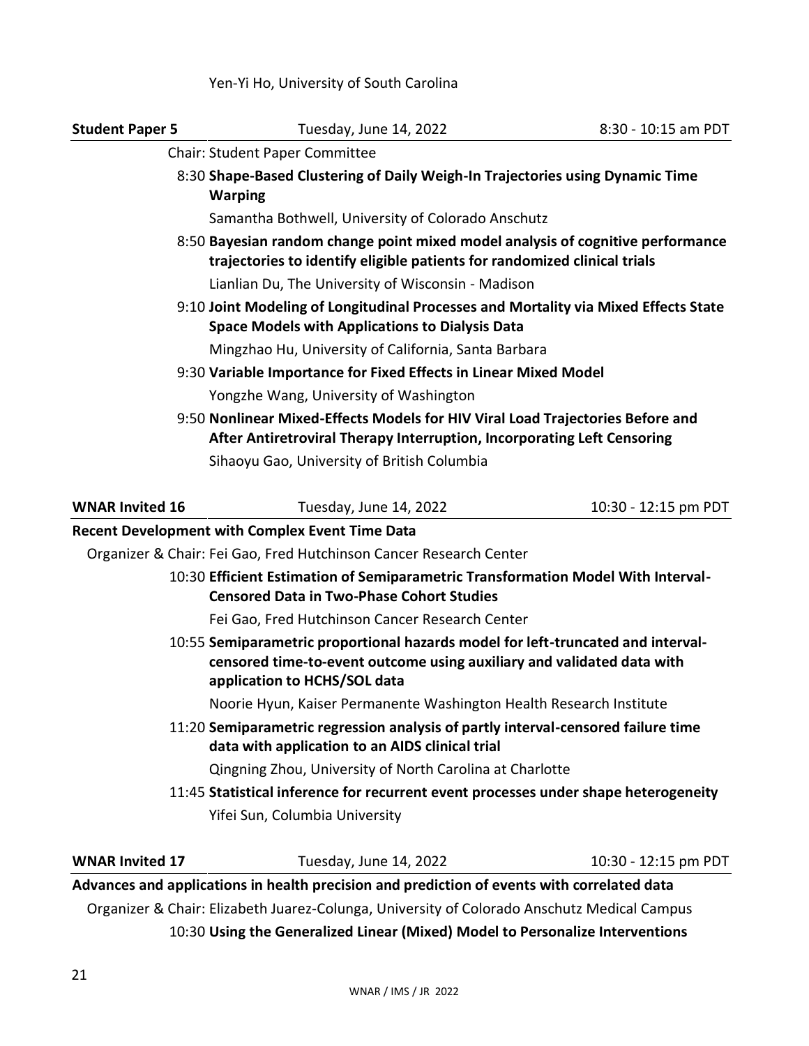Yen-Yi Ho, University of South Carolina

**Student Paper 5** | Tuesday, June 14, 2022 | 8:30 - 10:15 am PDT

Chair: Student Paper Committee

8:30 **Shape-Based Clustering of Daily Weigh-In Trajectories using Dynamic Time Warping**

Samantha Bothwell, University of Colorado Anschutz

8:50 **Bayesian random change point mixed model analysis of cognitive performance trajectories to identify eligible patients for randomized clinical trials**

Lianlian Du, The University of Wisconsin - Madison

9:10 **Joint Modeling of Longitudinal Processes and Mortality via Mixed Effects State Space Models with Applications to Dialysis Data**

Mingzhao Hu, University of California, Santa Barbara

9:30 **Variable Importance for Fixed Effects in Linear Mixed Model**

Yongzhe Wang, University of Washington

9:50 **Nonlinear Mixed-Effects Models for HIV Viral Load Trajectories Before and After Antiretroviral Therapy Interruption, Incorporating Left Censoring**

Sihaoyu Gao, University of British Columbia

**WNAR Invited 16** | Tuesday, June 14, 2022 | 10:30 - 12:15 pm PDT

**Recent Development with Complex Event Time Data**

Organizer & Chair: Fei Gao, Fred Hutchinson Cancer Research Center

10:30 **Efficient Estimation of Semiparametric Transformation Model With Interval-Censored Data in Two-Phase Cohort Studies**

Fei Gao, Fred Hutchinson Cancer Research Center

10:55 **Semiparametric proportional hazards model for left-truncated and interval-censored time-to-event outcome using auxiliary and validated data with application to HCHS/SOL data**

Noorie Hyun, Kaiser Permanente Washington Health Research Institute

11:20 **Semiparametric regression analysis of partly interval-censored failure time data with application to an AIDS clinical trial**

Qingning Zhou, University of North Carolina at Charlotte

11:45 **Statistical inference for recurrent event processes under shape heterogeneity**

Yifei Sun, Columbia University

**WNAR Invited 17** | Tuesday, June 14, 2022 | 10:30 - 12:15 pm PDT

**Advances and applications in health precision and prediction of events with correlated data**

Organizer & Chair: Elizabeth Juarez-Colunga, University of Colorado Anschutz Medical Campus

10:30 **Using the Generalized Linear (Mixed) Model to Personalize Interventions**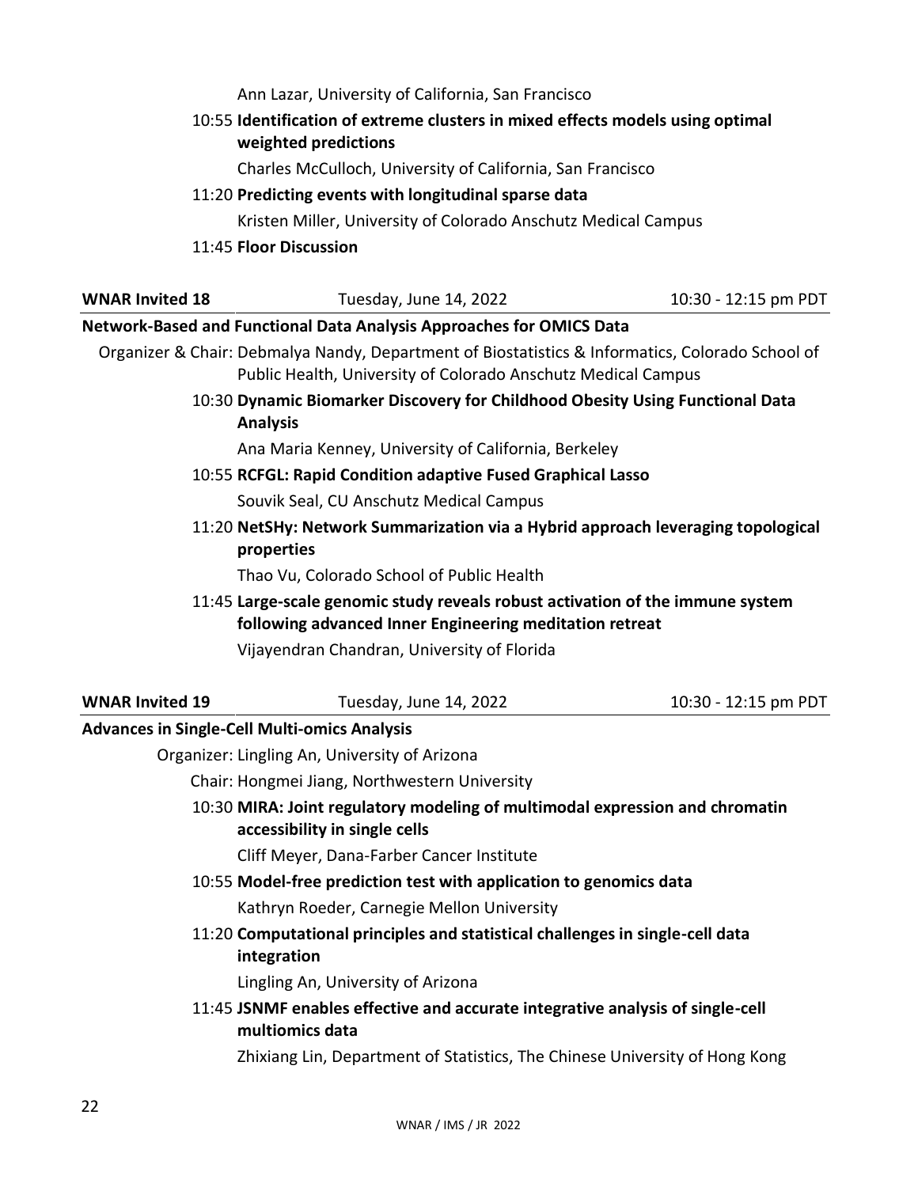Ann Lazar, University of California, San Francisco

10:55 **Identification of extreme clusters in mixed effects models using optimal weighted predictions**

Charles McCulloch, University of California, San Francisco

11:20 **Predicting events with longitudinal sparse data**

Kristen Miller, University of Colorado Anschutz Medical Campus

11:45 **Floor Discussion**

| **WNAR Invited 18** | Tuesday, June 14, 2022 | 10:30 - 12:15 pm PDT |
|---|---|---|

**Network-Based and Functional Data Analysis Approaches for OMICS Data**

Organizer & Chair: Debmalya Nandy, Department of Biostatistics & Informatics, Colorado School of Public Health, University of Colorado Anschutz Medical Campus

10:30 **Dynamic Biomarker Discovery for Childhood Obesity Using Functional Data Analysis**

Ana Maria Kenney, University of California, Berkeley

10:55 **RCFGL: Rapid Condition adaptive Fused Graphical Lasso**

Souvik Seal, CU Anschutz Medical Campus

11:20 **NetSHy: Network Summarization via a Hybrid approach leveraging topological properties**

Thao Vu, Colorado School of Public Health

11:45 **Large-scale genomic study reveals robust activation of the immune system following advanced Inner Engineering meditation retreat**

Vijayendran Chandran, University of Florida

| **WNAR Invited 19** | Tuesday, June 14, 2022 | 10:30 - 12:15 pm PDT |
|---|---|---|

**Advances in Single-Cell Multi-omics Analysis**

Organizer: Lingling An, University of Arizona

Chair: Hongmei Jiang, Northwestern University

10:30 **MIRA: Joint regulatory modeling of multimodal expression and chromatin accessibility in single cells**

Cliff Meyer, Dana-Farber Cancer Institute

10:55 **Model-free prediction test with application to genomics data**

Kathryn Roeder, Carnegie Mellon University

11:20 **Computational principles and statistical challenges in single-cell data integration**

Lingling An, University of Arizona

11:45 **JSNMF enables effective and accurate integrative analysis of single-cell multiomics data**

Zhixiang Lin, Department of Statistics, The Chinese University of Hong Kong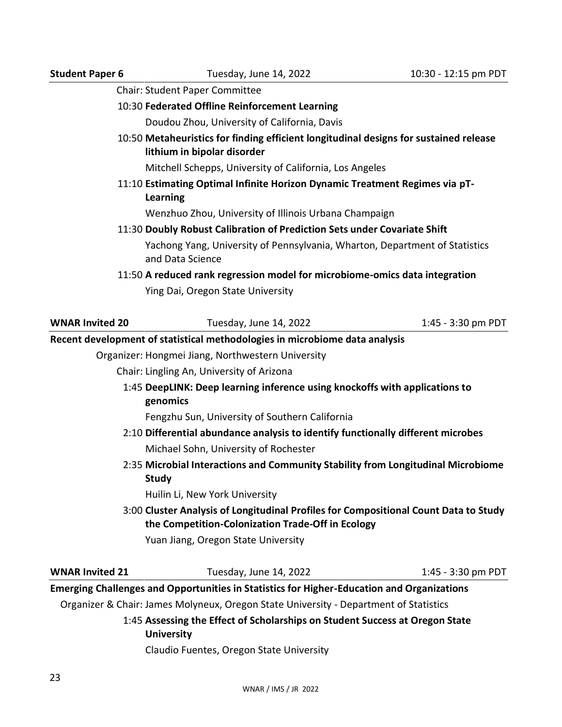**Student Paper 6** Tuesday, June 14, 2022 10:30 - 12:15 pm PDT

Chair: Student Paper Committee

10:30 **Federated Offline Reinforcement Learning**

Doudou Zhou, University of California, Davis

10:50 **Metaheuristics for finding efficient longitudinal designs for sustained release lithium in bipolar disorder**

Mitchell Schepps, University of California, Los Angeles

11:10 **Estimating Optimal Infinite Horizon Dynamic Treatment Regimes via pT-Learning**

Wenzhuo Zhou, University of Illinois Urbana Champaign

11:30 **Doubly Robust Calibration of Prediction Sets under Covariate Shift**

Yachong Yang, University of Pennsylvania, Wharton, Department of Statistics and Data Science

11:50 **A reduced rank regression model for microbiome-omics data integration**

Ying Dai, Oregon State University

**WNAR Invited 20** Tuesday, June 14, 2022 1:45 - 3:30 pm PDT

**Recent development of statistical methodologies in microbiome data analysis**

Organizer: Hongmei Jiang, Northwestern University

Chair: Lingling An, University of Arizona

1:45 **DeepLINK: Deep learning inference using knockoffs with applications to genomics**

Fengzhu Sun, University of Southern California

2:10 **Differential abundance analysis to identify functionally different microbes**

Michael Sohn, University of Rochester

2:35 **Microbial Interactions and Community Stability from Longitudinal Microbiome Study**

Huilin Li, New York University

3:00 **Cluster Analysis of Longitudinal Profiles for Compositional Count Data to Study the Competition-Colonization Trade-Off in Ecology**

Yuan Jiang, Oregon State University

**WNAR Invited 21** Tuesday, June 14, 2022 1:45 - 3:30 pm PDT

**Emerging Challenges and Opportunities in Statistics for Higher-Education and Organizations**

Organizer & Chair: James Molyneux, Oregon State University - Department of Statistics

1:45 **Assessing the Effect of Scholarships on Student Success at Oregon State University**

Claudio Fuentes, Oregon State University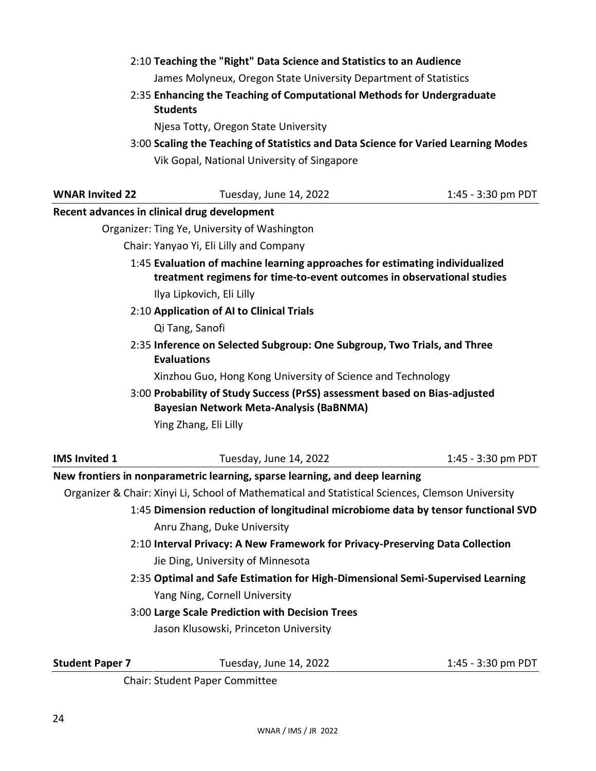2:10 **Teaching the "Right" Data Science and Statistics to an Audience**
James Molyneux, Oregon State University Department of Statistics

2:35 **Enhancing the Teaching of Computational Methods for Undergraduate Students**
Njesa Totty, Oregon State University

3:00 **Scaling the Teaching of Statistics and Data Science for Varied Learning Modes**
Vik Gopal, National University of Singapore

**WNAR Invited 22** Tuesday, June 14, 2022 1:45 - 3:30 pm PDT

**Recent advances in clinical drug development**

Organizer: Ting Ye, University of Washington

Chair: Yanyao Yi, Eli Lilly and Company

1:45 **Evaluation of machine learning approaches for estimating individualized treatment regimens for time-to-event outcomes in observational studies**
Ilya Lipkovich, Eli Lilly

2:10 **Application of AI to Clinical Trials**
Qi Tang, Sanofi

2:35 **Inference on Selected Subgroup: One Subgroup, Two Trials, and Three Evaluations**
Xinzhou Guo, Hong Kong University of Science and Technology

3:00 **Probability of Study Success (PrSS) assessment based on Bias-adjusted Bayesian Network Meta-Analysis (BaBNMA)**
Ying Zhang, Eli Lilly

**IMS Invited 1** Tuesday, June 14, 2022 1:45 - 3:30 pm PDT

**New frontiers in nonparametric learning, sparse learning, and deep learning**

Organizer & Chair: Xinyi Li, School of Mathematical and Statistical Sciences, Clemson University

1:45 **Dimension reduction of longitudinal microbiome data by tensor functional SVD**
Anru Zhang, Duke University

2:10 **Interval Privacy: A New Framework for Privacy-Preserving Data Collection**
Jie Ding, University of Minnesota

2:35 **Optimal and Safe Estimation for High-Dimensional Semi-Supervised Learning**
Yang Ning, Cornell University

3:00 **Large Scale Prediction with Decision Trees**
Jason Klusowski, Princeton University

**Student Paper 7** Tuesday, June 14, 2022 1:45 - 3:30 pm PDT

Chair: Student Paper Committee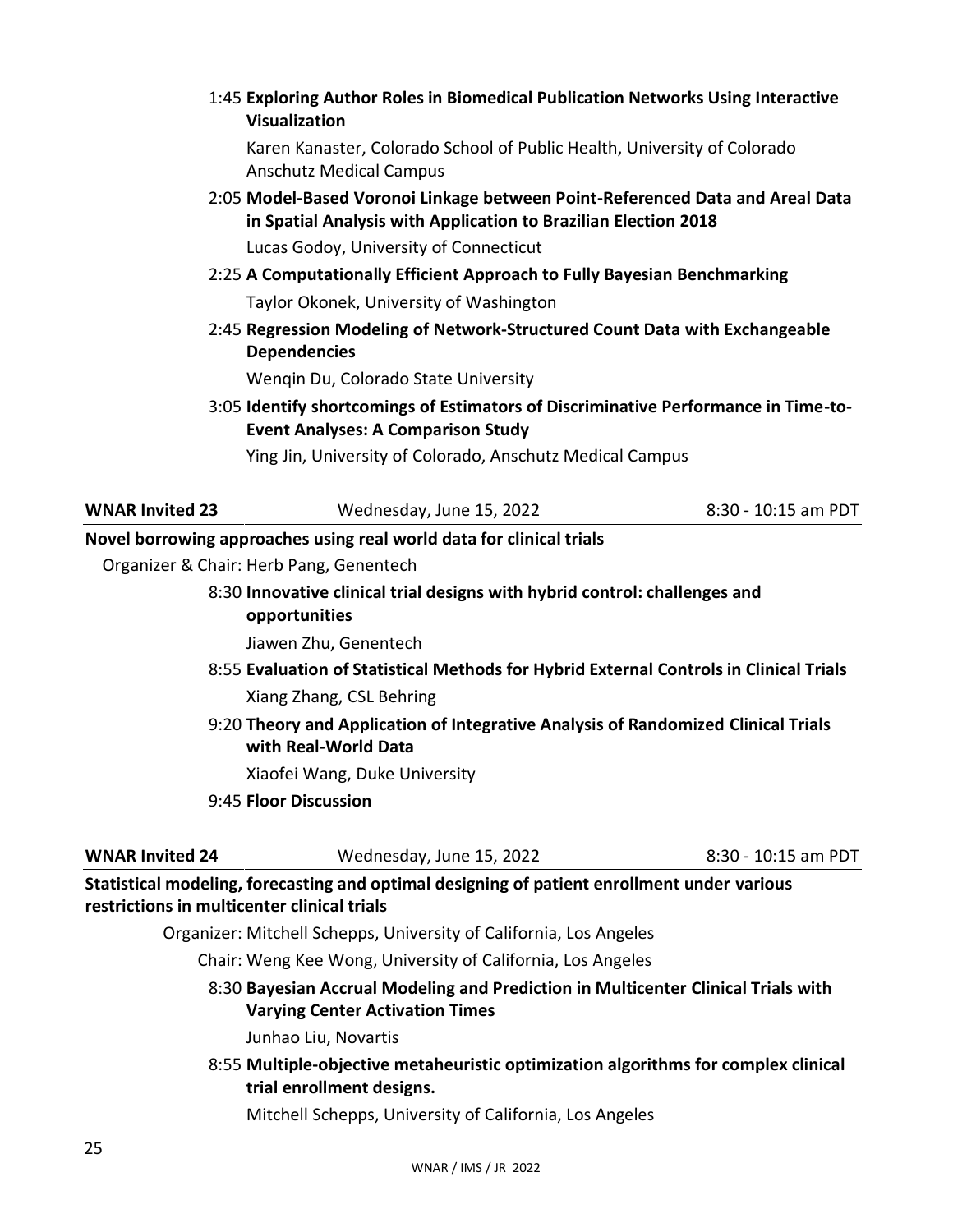1:45 **Exploring Author Roles in Biomedical Publication Networks Using Interactive Visualization**

Karen Kanaster, Colorado School of Public Health, University of Colorado Anschutz Medical Campus

2:05 **Model-Based Voronoi Linkage between Point-Referenced Data and Areal Data in Spatial Analysis with Application to Brazilian Election 2018**

Lucas Godoy, University of Connecticut

2:25 **A Computationally Efficient Approach to Fully Bayesian Benchmarking**

Taylor Okonek, University of Washington

2:45 **Regression Modeling of Network-Structured Count Data with Exchangeable Dependencies**

Wenqin Du, Colorado State University

3:05 **Identify shortcomings of Estimators of Discriminative Performance in Time-to-Event Analyses: A Comparison Study**

Ying Jin, University of Colorado, Anschutz Medical Campus

| **WNAR Invited 23** | Wednesday, June 15, 2022 | 8:30 - 10:15 am PDT |
|---|---|---|

**Novel borrowing approaches using real world data for clinical trials**

Organizer & Chair: Herb Pang, Genentech

8:30 **Innovative clinical trial designs with hybrid control: challenges and opportunities**

Jiawen Zhu, Genentech

8:55 **Evaluation of Statistical Methods for Hybrid External Controls in Clinical Trials**

Xiang Zhang, CSL Behring

9:20 **Theory and Application of Integrative Analysis of Randomized Clinical Trials with Real-World Data**

Xiaofei Wang, Duke University

9:45 **Floor Discussion**

| **WNAR Invited 24** | Wednesday, June 15, 2022 | 8:30 - 10:15 am PDT |
|---|---|---|

**Statistical modeling, forecasting and optimal designing of patient enrollment under various restrictions in multicenter clinical trials**

Organizer: Mitchell Schepps, University of California, Los Angeles

Chair: Weng Kee Wong, University of California, Los Angeles

8:30 **Bayesian Accrual Modeling and Prediction in Multicenter Clinical Trials with Varying Center Activation Times**

Junhao Liu, Novartis

8:55 **Multiple-objective metaheuristic optimization algorithms for complex clinical trial enrollment designs.**

Mitchell Schepps, University of California, Los Angeles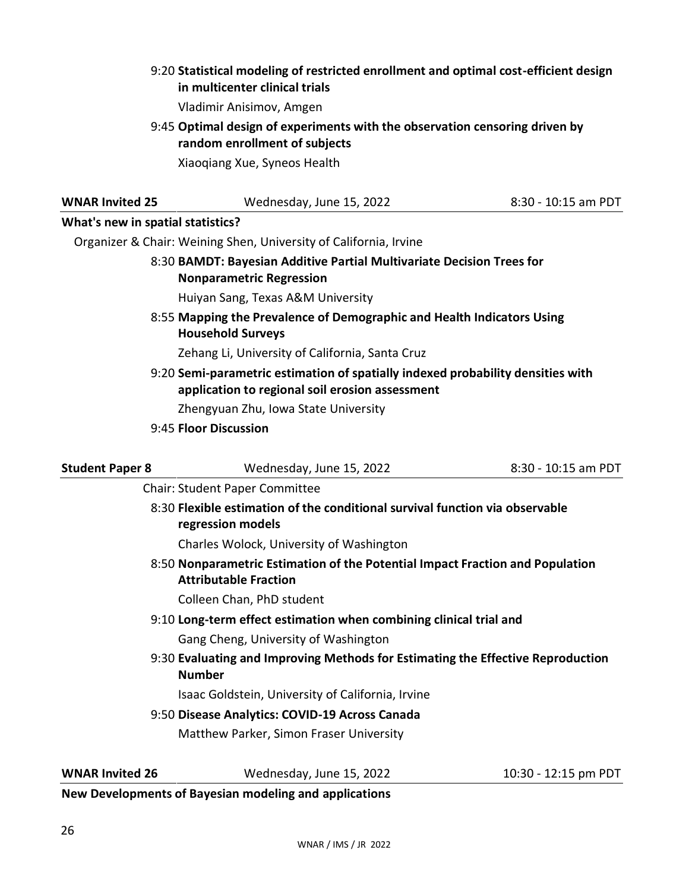9:20 **Statistical modeling of restricted enrollment and optimal cost-efficient design in multicenter clinical trials**

Vladimir Anisimov, Amgen

9:45 **Optimal design of experiments with the observation censoring driven by random enrollment of subjects**

Xiaoqiang Xue, Syneos Health

**WNAR Invited 25** | Wednesday, June 15, 2022 | 8:30 - 10:15 am PDT

**What's new in spatial statistics?**

Organizer & Chair: Weining Shen, University of California, Irvine

8:30 **BAMDT: Bayesian Additive Partial Multivariate Decision Trees for Nonparametric Regression**

Huiyan Sang, Texas A&M University

8:55 **Mapping the Prevalence of Demographic and Health Indicators Using Household Surveys**

Zehang Li, University of California, Santa Cruz

9:20 **Semi-parametric estimation of spatially indexed probability densities with application to regional soil erosion assessment**

Zhengyuan Zhu, Iowa State University

9:45 **Floor Discussion**

**Student Paper 8** | Wednesday, June 15, 2022 | 8:30 - 10:15 am PDT

Chair: Student Paper Committee

8:30 **Flexible estimation of the conditional survival function via observable regression models**

Charles Wolock, University of Washington

8:50 **Nonparametric Estimation of the Potential Impact Fraction and Population Attributable Fraction**

Colleen Chan, PhD student

9:10 **Long-term effect estimation when combining clinical trial and**

Gang Cheng, University of Washington

9:30 **Evaluating and Improving Methods for Estimating the Effective Reproduction Number**

Isaac Goldstein, University of California, Irvine

9:50 **Disease Analytics: COVID-19 Across Canada**

Matthew Parker, Simon Fraser University

**WNAR Invited 26** | Wednesday, June 15, 2022 | 10:30 - 12:15 pm PDT

**New Developments of Bayesian modeling and applications**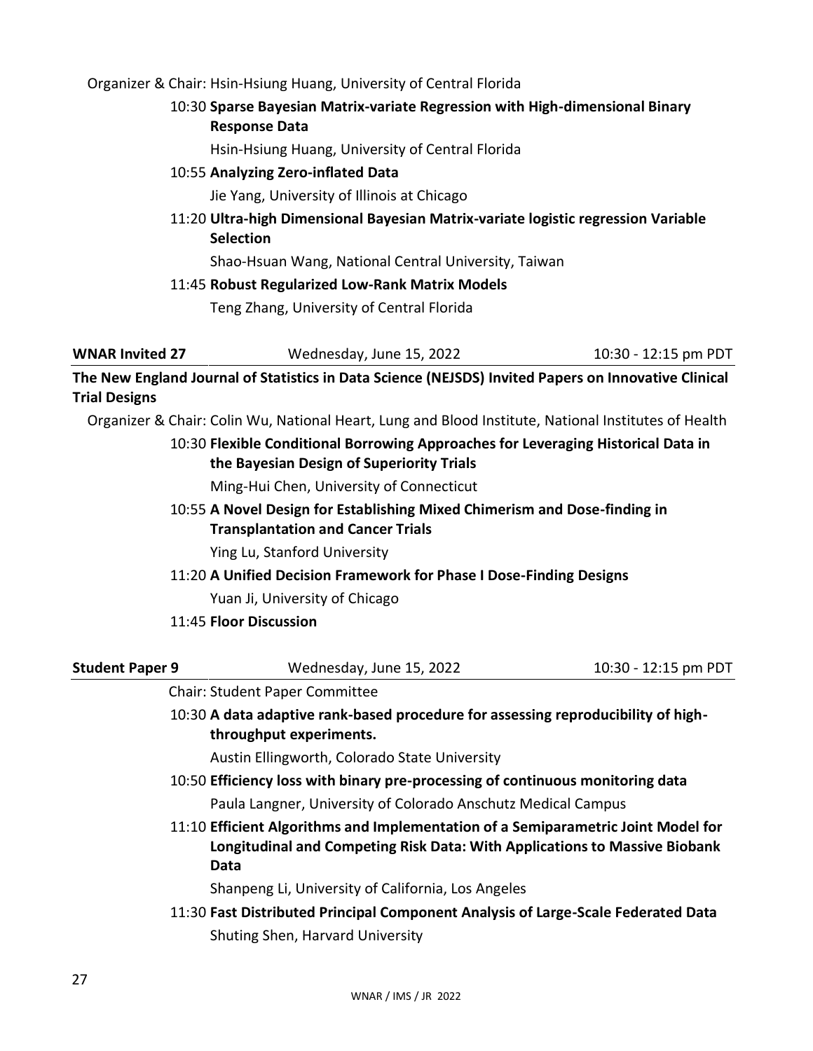Organizer & Chair: Hsin-Hsiung Huang, University of Central Florida

10:30 **Sparse Bayesian Matrix-variate Regression with High-dimensional Binary Response Data**

Hsin-Hsiung Huang, University of Central Florida

10:55 **Analyzing Zero-inflated Data**

Jie Yang, University of Illinois at Chicago

11:20 **Ultra-high Dimensional Bayesian Matrix-variate logistic regression Variable Selection**

Shao-Hsuan Wang, National Central University, Taiwan

11:45 **Robust Regularized Low-Rank Matrix Models**

Teng Zhang, University of Central Florida

**WNAR Invited 27** Wednesday, June 15, 2022 10:30 - 12:15 pm PDT

**The New England Journal of Statistics in Data Science (NEJSDS) Invited Papers on Innovative Clinical Trial Designs**

Organizer & Chair: Colin Wu, National Heart, Lung and Blood Institute, National Institutes of Health

10:30 **Flexible Conditional Borrowing Approaches for Leveraging Historical Data in the Bayesian Design of Superiority Trials**

Ming-Hui Chen, University of Connecticut

10:55 **A Novel Design for Establishing Mixed Chimerism and Dose-finding in Transplantation and Cancer Trials**

Ying Lu, Stanford University

11:20 **A Unified Decision Framework for Phase I Dose-Finding Designs**

Yuan Ji, University of Chicago

11:45 **Floor Discussion**

**Student Paper 9** Wednesday, June 15, 2022 10:30 - 12:15 pm PDT

Chair: Student Paper Committee

10:30 **A data adaptive rank-based procedure for assessing reproducibility of high-throughput experiments.**

Austin Ellingworth, Colorado State University

10:50 **Efficiency loss with binary pre-processing of continuous monitoring data**

Paula Langner, University of Colorado Anschutz Medical Campus

11:10 **Efficient Algorithms and Implementation of a Semiparametric Joint Model for Longitudinal and Competing Risk Data: With Applications to Massive Biobank Data**

Shanpeng Li, University of California, Los Angeles

11:30 **Fast Distributed Principal Component Analysis of Large-Scale Federated Data**

Shuting Shen, Harvard University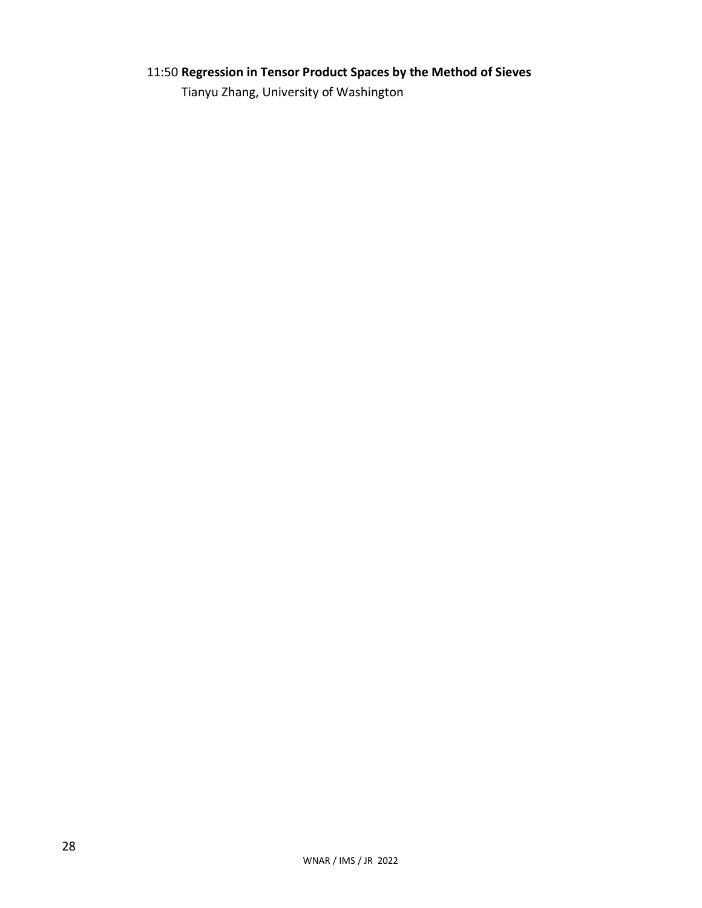11:50 **Regression in Tensor Product Spaces by the Method of Sieves**

Tianyu Zhang, University of Washington